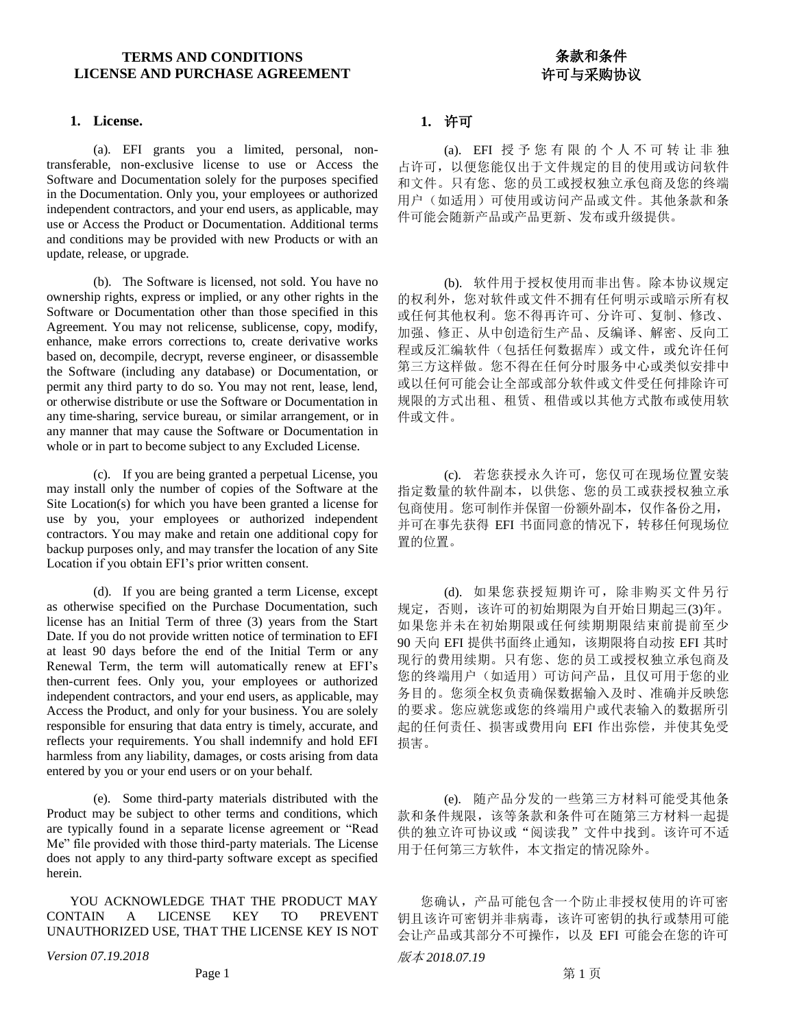# TERMS AND CONDITIONS
# LICENSE AND PURCHASE AGREEMENT

## 1. License.

(a). EFI grants you a limited, personal, non-transferable, non-exclusive license to use or Access the Software and Documentation solely for the purposes specified in the Documentation. Only you, your employees or authorized independent contractors, and your end users, as applicable, may use or Access the Product or Documentation. Additional terms and conditions may be provided with new Products or with an update, release, or upgrade.

(b). The Software is licensed, not sold. You have no ownership rights, express or implied, or any other rights in the Software or Documentation other than those specified in this Agreement. You may not relicense, sublicense, copy, modify, enhance, make errors corrections to, create derivative works based on, decompile, decrypt, reverse engineer, or disassemble the Software (including any database) or Documentation, or permit any third party to do so. You may not rent, lease, lend, or otherwise distribute or use the Software or Documentation in any time-sharing, service bureau, or similar arrangement, or in any manner that may cause the Software or Documentation in whole or in part to become subject to any Excluded License.

(c). If you are being granted a perpetual License, you may install only the number of copies of the Software at the Site Location(s) for which you have been granted a license for use by you, your employees or authorized independent contractors. You may make and retain one additional copy for backup purposes only, and may transfer the location of any Site Location if you obtain EFI's prior written consent.

(d). If you are being granted a term License, except as otherwise specified on the Purchase Documentation, such license has an Initial Term of three (3) years from the Start Date. If you do not provide written notice of termination to EFI at least 90 days before the end of the Initial Term or any Renewal Term, the term will automatically renew at EFI's then-current fees. Only you, your employees or authorized independent contractors, and your end users, as applicable, may Access the Product, and only for your business. You are solely responsible for ensuring that data entry is timely, accurate, and reflects your requirements. You shall indemnify and hold EFI harmless from any liability, damages, or costs arising from data entered by you or your end users or on your behalf.

(e). Some third-party materials distributed with the Product may be subject to other terms and conditions, which are typically found in a separate license agreement or "Read Me" file provided with those third-party materials. The License does not apply to any third-party software except as specified herein.

YOU ACKNOWLEDGE THAT THE PRODUCT MAY CONTAIN A LICENSE KEY TO PREVENT UNAUTHORIZED USE, THAT THE LICENSE KEY IS NOT

*Version 07.19.2018*

# 条款和条件
# 许可与采购协议

## 1. 许可

(a). EFI 授予您有限的个人不可转让非独占许可，以便您能仅出于文件规定的目的使用或访问软件和文件。只有您、您的员工或授权独立承包商及您的终端用户（如适用）可使用或访问产品或文件。其他条款和条件可能会随新产品或产品更新、发布或升级提供。

(b). 软件用于授权使用而非出售。除本协议规定的权利外，您对软件或文件不拥有任何明示或暗示所有权或任何其他权利。您不得再许可、分许可、复制、修改、加强、修正、从中创造衍生产品、反编译、解密、反向工程或反汇编软件（包括任何数据库）或文件，或允许任何第三方这样做。您不得在任何分时服务中心或类似安排中或以任何可能会让全部或部分软件或文件受任何排除许可规限的方式出租、租赁、租借或以其他方式散布或使用软件或文件。

(c). 若您获授永久许可，您仅可在现场位置安装指定数量的软件副本，以供您、您的员工或获授权独立承包商使用。您可制作并保留一份额外副本，仅作备份之用，并可在事先获得 EFI 书面同意的情况下，转移任何现场位置的位置。

(d). 如果您获授短期许可，除非购买文件另行规定，否则，该许可的初始期限为自开始日期起三(3)年。如果您并未在初始期限或任何续期期限结束前提前至少 90 天向 EFI 提供书面终止通知，该期限将自动按 EFI 其时现行的费用续期。只有您、您的员工或授权独立承包商及您的终端用户（如适用）可访问产品，且仅可用于您的业务目的。您须全权负责确保数据输入及时、准确并反映您的要求。您应就您或您的终端用户或代表输入的数据所引起的任何责任、损害或费用向 EFI 作出弥偿，并使其免受损害。

(e). 随产品分发的一些第三方材料可能受其他条款和条件规限，该等条款和条件可在随第三方材料一起提供的独立许可协议或"阅读我"文件中找到。该许可不适用于任何第三方软件，本文指定的情况除外。

您确认，产品可能包含一个防止非授权使用的许可密钥且该许可密钥并非病毒，该许可密钥的执行或禁用可能会让产品或其部分不可操作，以及 EFI 可能会在您的许可

*版本 2018.07.19*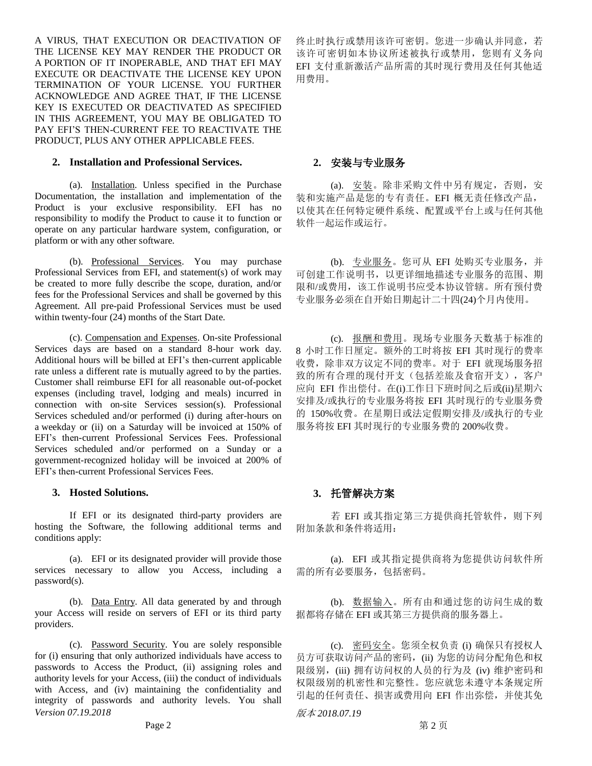A VIRUS, THAT EXECUTION OR DEACTIVATION OF THE LICENSE KEY MAY RENDER THE PRODUCT OR A PORTION OF IT INOPERABLE, AND THAT EFI MAY EXECUTE OR DEACTIVATE THE LICENSE KEY UPON TERMINATION OF YOUR LICENSE. YOU FURTHER ACKNOWLEDGE AND AGREE THAT, IF THE LICENSE KEY IS EXECUTED OR DEACTIVATED AS SPECIFIED IN THIS AGREEMENT, YOU MAY BE OBLIGATED TO PAY EFI'S THEN-CURRENT FEE TO REACTIVATE THE PRODUCT, PLUS ANY OTHER APPLICABLE FEES.

终止时执行或禁用该许可密钥。您进一步确认并同意，若该许可密钥如本协议所述被执行或禁用，您则有义务向 EFI 支付重新激活产品所需的其时现行费用及任何其他适用费用。

## 2. Installation and Professional Services.

## 2. 安装与专业服务

(a). Installation. Unless specified in the Purchase Documentation, the installation and implementation of the Product is your exclusive responsibility. EFI has no responsibility to modify the Product to cause it to function or operate on any particular hardware system, configuration, or platform or with any other software.

(a). 安装。除非采购文件中另有规定，否则，安装和实施产品是您的专有责任。EFI 概无责任修改产品，以使其在任何特定硬件系统、配置或平台上或与任何其他软件一起运作或运行。

(b). Professional Services. You may purchase Professional Services from EFI, and statement(s) of work may be created to more fully describe the scope, duration, and/or fees for the Professional Services and shall be governed by this Agreement. All pre-paid Professional Services must be used within twenty-four (24) months of the Start Date.

(b). 专业服务。您可从 EFI 处购买专业服务，并可创建工作说明书，以更详细地描述专业服务的范围、期限和/或费用，该工作说明书应受本协议管辖。所有预付费专业服务必须在自开始日期起计二十四(24)个月内使用。

(c). Compensation and Expenses. On-site Professional Services days are based on a standard 8-hour work day. Additional hours will be billed at EFI's then-current applicable rate unless a different rate is mutually agreed to by the parties. Customer shall reimburse EFI for all reasonable out-of-pocket expenses (including travel, lodging and meals) incurred in connection with on-site Services session(s). Professional Services scheduled and/or performed (i) during after-hours on a weekday or (ii) on a Saturday will be invoiced at 150% of EFI's then-current Professional Services Fees. Professional Services scheduled and/or performed on a Sunday or a government-recognized holiday will be invoiced at 200% of EFI's then-current Professional Services Fees.

(c). 报酬和费用。现场专业服务天数基于标准的 8 小时工作日厘定。额外的工时将按 EFI 其时现行的费率收费，除非双方议定不同的费率。对于 EFI 就现场服务招致的所有合理的现付开支（包括差旅及食宿开支），客户应向 EFI 作出偿付。在(i)工作日下班时间之后或(ii)星期六安排及/或执行的专业服务将按 EFI 其时现行的专业服务费的 150%收费。在星期日或法定假期安排及/或执行的专业服务将按 EFI 其时现行的专业服务费的 200%收费。

## 3. Hosted Solutions.

## 3. 托管解决方案

If EFI or its designated third-party providers are hosting the Software, the following additional terms and conditions apply:

若 EFI 或其指定第三方提供商托管软件，则下列附加条款和条件将适用：

(a). EFI or its designated provider will provide those services necessary to allow you Access, including a password(s).

(a). EFI 或其指定提供商将为您提供访问软件所需的所有必要服务，包括密码。

(b). Data Entry. All data generated by and through your Access will reside on servers of EFI or its third party providers.

(b). 数据输入。所有由和通过您的访问生成的数据都将存储在 EFI 或其第三方提供商的服务器上。

(c). Password Security. You are solely responsible for (i) ensuring that only authorized individuals have access to passwords to Access the Product, (ii) assigning roles and authority levels for your Access, (iii) the conduct of individuals with Access, and (iv) maintaining the confidentiality and integrity of passwords and authority levels. You shall

(c). 密码安全。您须全权负责 (i) 确保只有授权人员方可获取访问产品的密码，(ii) 为您的访问分配角色和权限级别，(iii) 拥有访问权的人员的行为及 (iv) 维护密码和权限级别的机密性和完整性。您应就您未遵守本条规定所引起的任何责任、损害或费用向 EFI 作出弥偿，并使其免

*Version 07.19.2018*

*版本 2018.07.19*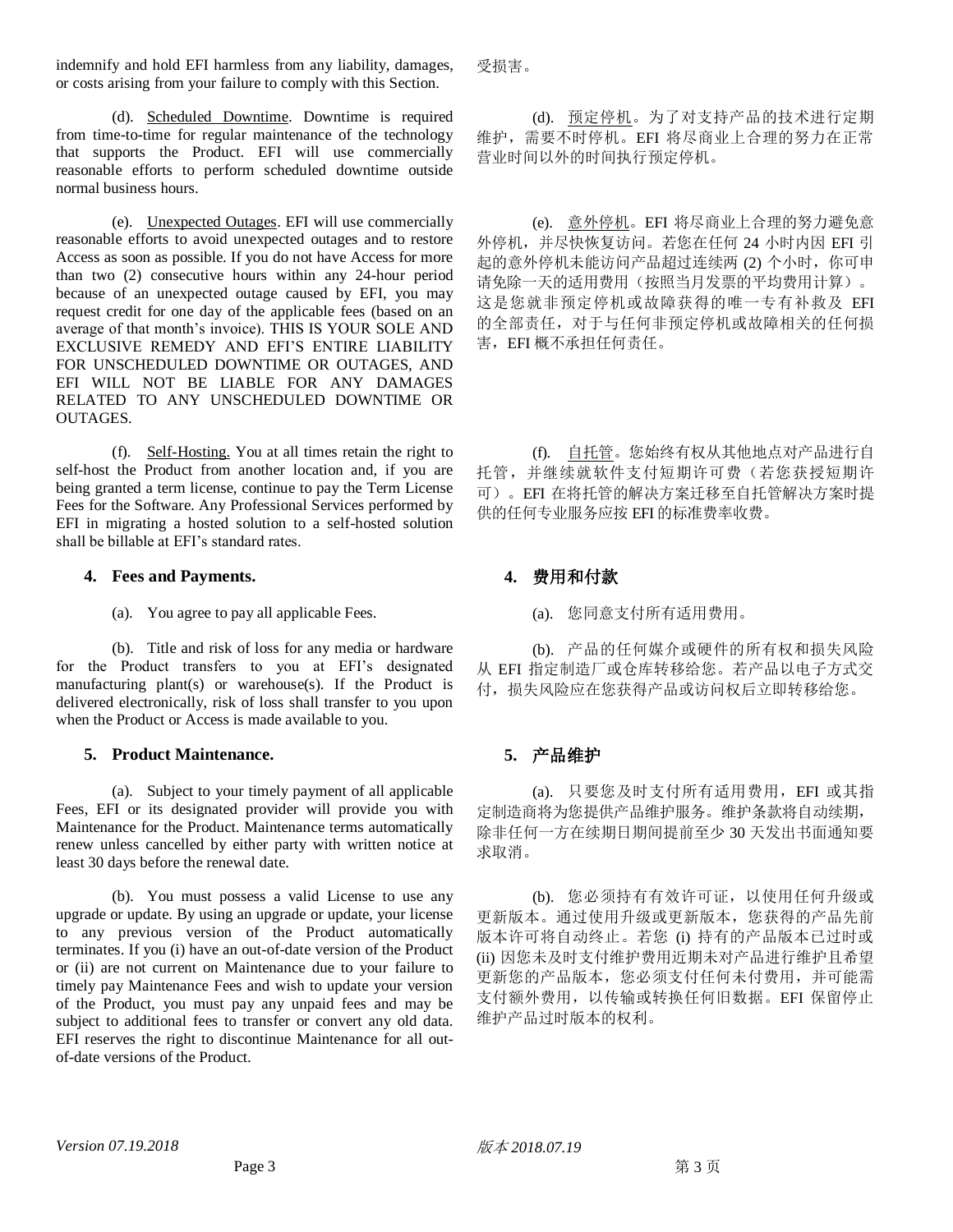indemnify and hold EFI harmless from any liability, damages, or costs arising from your failure to comply with this Section.

受损害。

(d). Scheduled Downtime. Downtime is required from time-to-time for regular maintenance of the technology that supports the Product. EFI will use commercially reasonable efforts to perform scheduled downtime outside normal business hours.

(d). 预定停机。为了对支持产品的技术进行定期维护，需要不时停机。EFI 将尽商业上合理的努力在正常营业时间以外的时间执行预定停机。

(e). Unexpected Outages. EFI will use commercially reasonable efforts to avoid unexpected outages and to restore Access as soon as possible. If you do not have Access for more than two (2) consecutive hours within any 24-hour period because of an unexpected outage caused by EFI, you may request credit for one day of the applicable fees (based on an average of that month's invoice). THIS IS YOUR SOLE AND EXCLUSIVE REMEDY AND EFI'S ENTIRE LIABILITY FOR UNSCHEDULED DOWNTIME OR OUTAGES, AND EFI WILL NOT BE LIABLE FOR ANY DAMAGES RELATED TO ANY UNSCHEDULED DOWNTIME OR OUTAGES.

(e). 意外停机。EFI 将尽商业上合理的努力避免意外停机，并尽快恢复访问。若您在任何 24 小时内因 EFI 引起的意外停机未能访问产品超过连续两 (2) 个小时，你可申请免除一天的适用费用（按照当月发票的平均费用计算）。这是您就非预定停机或故障获得的唯一专有补救及 EFI 的全部责任，对于与任何非预定停机或故障相关的任何损害，EFI 概不承担任何责任。

(f). Self-Hosting. You at all times retain the right to self-host the Product from another location and, if you are being granted a term license, continue to pay the Term License Fees for the Software. Any Professional Services performed by EFI in migrating a hosted solution to a self-hosted solution shall be billable at EFI's standard rates.

(f). 自托管。您始终有权从其他地点对产品进行自托管，并继续就软件支付短期许可费（若您获授短期许可）。EFI 在将托管的解决方案迁移至自托管解决方案时提供的任何专业服务应按 EFI 的标准费率收费。

## 4. Fees and Payments.

## 4. 费用和付款

(a). You agree to pay all applicable Fees.

(a). 您同意支付所有适用费用。

(b). Title and risk of loss for any media or hardware for the Product transfers to you at EFI's designated manufacturing plant(s) or warehouse(s). If the Product is delivered electronically, risk of loss shall transfer to you upon when the Product or Access is made available to you.

(b). 产品的任何媒介或硬件的所有权和损失风险从 EFI 指定制造厂或仓库转移给您。若产品以电子方式交付，损失风险应在您获得产品或访问权后立即转移给您。

## 5. Product Maintenance.

## 5. 产品维护

(a). Subject to your timely payment of all applicable Fees, EFI or its designated provider will provide you with Maintenance for the Product. Maintenance terms automatically renew unless cancelled by either party with written notice at least 30 days before the renewal date.

(a). 只要您及时支付所有适用费用，EFI 或其指定制造商将为您提供产品维护服务。维护条款将自动续期，除非任何一方在续期日期前提前至少 30 天发出书面通知要求取消。

(b). You must possess a valid License to use any upgrade or update. By using an upgrade or update, your license to any previous version of the Product automatically terminates. If you (i) have an out-of-date version of the Product or (ii) are not current on Maintenance due to your failure to timely pay Maintenance Fees and wish to update your version of the Product, you must pay any unpaid fees and may be subject to additional fees to transfer or convert any old data. EFI reserves the right to discontinue Maintenance for all out-of-date versions of the Product.

(b). 您必须持有有效许可证，以使用任何升级或更新版本。通过使用升级或更新版本，您获得的产品先前版本许可将自动终止。若您 (i) 持有的产品版本已过时或 (ii) 因您未及时支付维护费用近期未对产品进行维护且希望更新您的产品版本，您必须支付任何未付费用，并可能需支付额外费用，以传输或转换任何旧数据。EFI 保留停止维护产品过时版本的权利。

*Version 07.19.2018*

*版本 2018.07.19*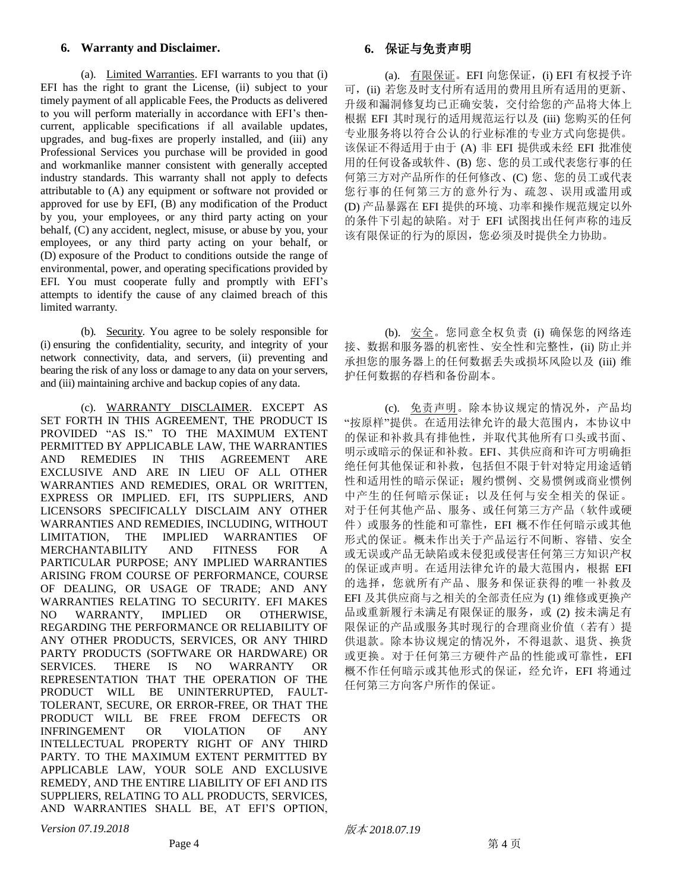## 6. Warranty and Disclaimer.

(a). Limited Warranties. EFI warrants to you that (i) EFI has the right to grant the License, (ii) subject to your timely payment of all applicable Fees, the Products as delivered to you will perform materially in accordance with EFI's then-current, applicable specifications if all available updates, upgrades, and bug-fixes are properly installed, and (iii) any Professional Services you purchase will be provided in good and workmanlike manner consistent with generally accepted industry standards. This warranty shall not apply to defects attributable to (A) any equipment or software not provided or approved for use by EFI, (B) any modification of the Product by you, your employees, or any third party acting on your behalf, (C) any accident, neglect, misuse, or abuse by you, your employees, or any third party acting on your behalf, or (D) exposure of the Product to conditions outside the range of environmental, power, and operating specifications provided by EFI. You must cooperate fully and promptly with EFI's attempts to identify the cause of any claimed breach of this limited warranty.

(b). Security. You agree to be solely responsible for (i) ensuring the confidentiality, security, and integrity of your network connectivity, data, and servers, (ii) preventing and bearing the risk of any loss or damage to any data on your servers, and (iii) maintaining archive and backup copies of any data.

(c). WARRANTY DISCLAIMER. EXCEPT AS SET FORTH IN THIS AGREEMENT, THE PRODUCT IS PROVIDED "AS IS." TO THE MAXIMUM EXTENT PERMITTED BY APPLICABLE LAW, THE WARRANTIES AND REMEDIES IN THIS AGREEMENT ARE EXCLUSIVE AND ARE IN LIEU OF ALL OTHER WARRANTIES AND REMEDIES, ORAL OR WRITTEN, EXPRESS OR IMPLIED. EFI, ITS SUPPLIERS, AND LICENSORS SPECIFICALLY DISCLAIM ANY OTHER WARRANTIES AND REMEDIES, INCLUDING, WITHOUT LIMITATION, THE IMPLIED WARRANTIES OF MERCHANTABILITY AND FITNESS FOR A PARTICULAR PURPOSE; ANY IMPLIED WARRANTIES ARISING FROM COURSE OF PERFORMANCE, COURSE OF DEALING, OR USAGE OF TRADE; AND ANY WARRANTIES RELATING TO SECURITY. EFI MAKES NO WARRANTY, IMPLIED OR OTHERWISE, REGARDING THE PERFORMANCE OR RELIABILITY OF ANY OTHER PRODUCTS, SERVICES, OR ANY THIRD PARTY PRODUCTS (SOFTWARE OR HARDWARE) OR SERVICES. THERE IS NO WARRANTY OR REPRESENTATION THAT THE OPERATION OF THE PRODUCT WILL BE UNINTERRUPTED, FAULT-TOLERANT, SECURE, OR ERROR-FREE, OR THAT THE PRODUCT WILL BE FREE FROM DEFECTS OR INFRINGEMENT OR VIOLATION OF ANY INTELLECTUAL PROPERTY RIGHT OF ANY THIRD PARTY. TO THE MAXIMUM EXTENT PERMITTED BY APPLICABLE LAW, YOUR SOLE AND EXCLUSIVE REMEDY, AND THE ENTIRE LIABILITY OF EFI AND ITS SUPPLIERS, RELATING TO ALL PRODUCTS, SERVICES, AND WARRANTIES SHALL BE, AT EFI'S OPTION,

*Version 07.19.2018*

## 6. 保证与免责声明

(a). 有限保证。EFI 向您保证，(i) EFI 有权授予许可，(ii) 若您及时支付所有适用的费用且所有适用的更新、升级和漏洞修复均已正确安装，交付给您的产品将大体上根据 EFI 其时现行的适用规范运行以及 (iii) 您购买的任何专业服务将以符合公认的行业标准的专业方式向您提供。该保证不得适用于由于 (A) 非 EFI 提供或未经 EFI 批准使用的任何设备或软件、(B) 您、您的员工或代表您行事的任何第三方对产品所作的任何修改、(C) 您、您的员工或代表您行事的任何第三方的意外行为、疏忽、误用或滥用或 (D) 产品暴露在 EFI 提供的环境、功率和操作规范规定以外的条件下引起的缺陷。对于 EFI 试图找出任何声称的违反该有限保证的行为的原因，您必须及时提供全力协助。

(b). 安全。您同意全权负责 (i) 确保您的网络连接、数据和服务器的机密性、安全性和完整性，(ii) 防止并承担您的服务器上的任何数据丢失或损坏风险以及 (iii) 维护任何数据的存档和备份副本。

(c). 免责声明。除本协议规定的情况外，产品均"按原样"提供。在适用法律允许的最大范围内，本协议中的保证和补救具有排他性，并取代其他所有口头或书面、明示或暗示的保证和补救。EFI、其供应商和许可方明确拒绝任何其他保证和补救，包括但不限于针对特定用途适销性和适用性的暗示保证；履约惯例、交易惯例或商业惯例中产生的任何暗示保证；以及任何与安全相关的保证。对于任何其他产品、服务、或任何第三方产品（软件或硬件）或服务的性能和可靠性，EFI 概不作任何暗示或其他形式的保证。概未作出关于产品运行不间断、容错、安全或无误或产品无缺陷或未侵犯或侵害任何第三方知识产权的保证或声明。在适用法律允许的最大范围内，根据 EFI 的选择，您就所有产品、服务和保证获得的唯一补救及 EFI 及其供应商与之相关的全部责任应为 (1) 维修或更换产品或重新履行未满足有限保证的服务，或 (2) 按未满足有限保证的产品或服务其时现行的合理商业价值（若有）提供退款。除本协议规定的情况外，不得退款、退货、换货或更换。对于任何第三方硬件产品的性能或可靠性，EFI 概不作任何暗示或其他形式的保证，经允许，EFI 将通过任何第三方向客户所作的保证。

*版本 2018.07.19*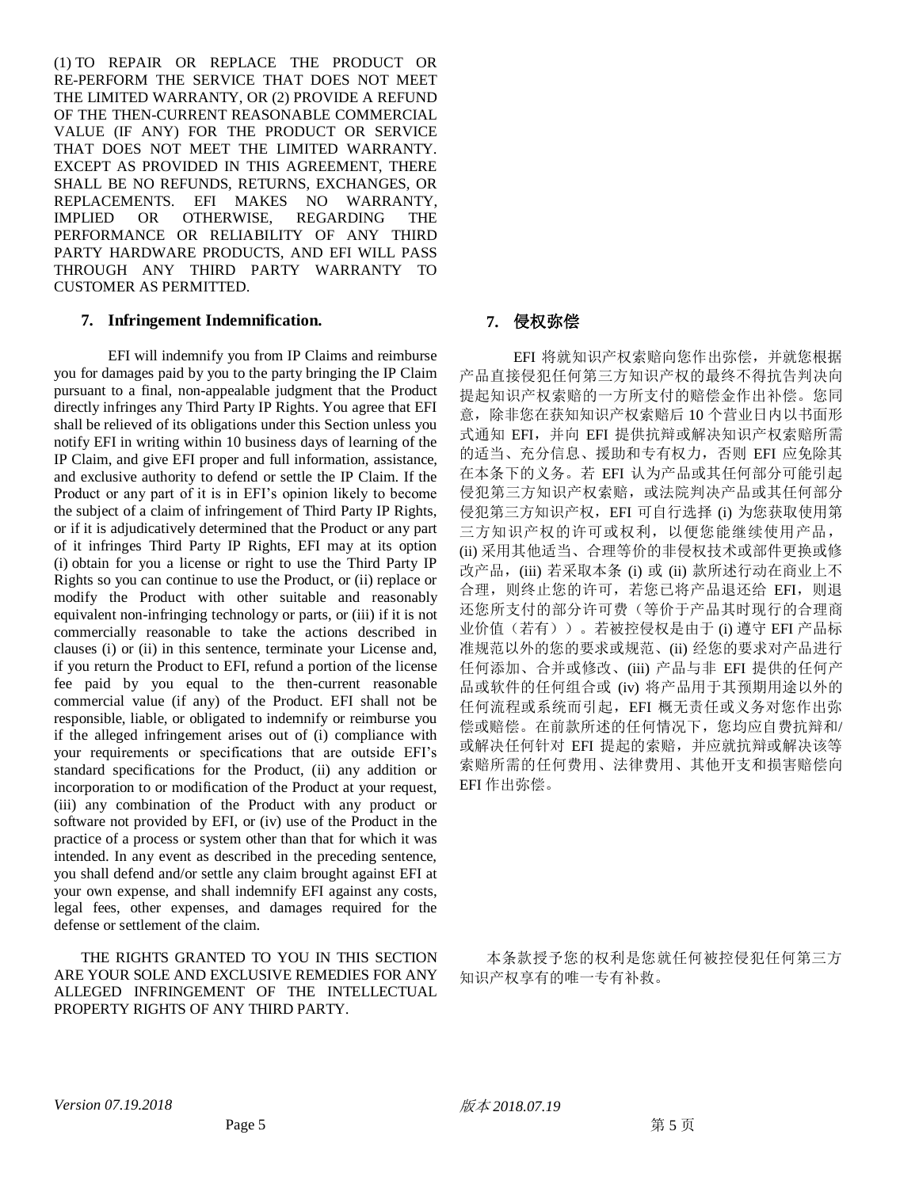(1) TO REPAIR OR REPLACE THE PRODUCT OR RE-PERFORM THE SERVICE THAT DOES NOT MEET THE LIMITED WARRANTY, OR (2) PROVIDE A REFUND OF THE THEN-CURRENT REASONABLE COMMERCIAL VALUE (IF ANY) FOR THE PRODUCT OR SERVICE THAT DOES NOT MEET THE LIMITED WARRANTY. EXCEPT AS PROVIDED IN THIS AGREEMENT, THERE SHALL BE NO REFUNDS, RETURNS, EXCHANGES, OR REPLACEMENTS. EFI MAKES NO WARRANTY, IMPLIED OR OTHERWISE, REGARDING THE PERFORMANCE OR RELIABILITY OF ANY THIRD PARTY HARDWARE PRODUCTS, AND EFI WILL PASS THROUGH ANY THIRD PARTY WARRANTY TO CUSTOMER AS PERMITTED.

## 7. Infringement Indemnification.

EFI will indemnify you from IP Claims and reimburse you for damages paid by you to the party bringing the IP Claim pursuant to a final, non-appealable judgment that the Product directly infringes any Third Party IP Rights. You agree that EFI shall be relieved of its obligations under this Section unless you notify EFI in writing within 10 business days of learning of the IP Claim, and give EFI proper and full information, assistance, and exclusive authority to defend or settle the IP Claim. If the Product or any part of it is in EFI's opinion likely to become the subject of a claim of infringement of Third Party IP Rights, or if it is adjudicatively determined that the Product or any part of it infringes Third Party IP Rights, EFI may at its option (i) obtain for you a license or right to use the Third Party IP Rights so you can continue to use the Product, or (ii) replace or modify the Product with other suitable and reasonably equivalent non-infringing technology or parts, or (iii) if it is not commercially reasonable to take the actions described in clauses (i) or (ii) in this sentence, terminate your License and, if you return the Product to EFI, refund a portion of the license fee paid by you equal to the then-current reasonable commercial value (if any) of the Product. EFI shall not be responsible, liable, or obligated to indemnify or reimburse you if the alleged infringement arises out of (i) compliance with your requirements or specifications that are outside EFI's standard specifications for the Product, (ii) any addition or incorporation to or modification of the Product at your request, (iii) any combination of the Product with any product or software not provided by EFI, or (iv) use of the Product in the practice of a process or system other than that for which it was intended. In any event as described in the preceding sentence, you shall defend and/or settle any claim brought against EFI at your own expense, and shall indemnify EFI against any costs, legal fees, other expenses, and damages required for the defense or settlement of the claim.

THE RIGHTS GRANTED TO YOU IN THIS SECTION ARE YOUR SOLE AND EXCLUSIVE REMEDIES FOR ANY ALLEGED INFRINGEMENT OF THE INTELLECTUAL PROPERTY RIGHTS OF ANY THIRD PARTY.

## 7. 侵权弥偿

EFI 将就知识产权索赔向您作出弥偿，并就您根据产品直接侵犯任何第三方知识产权的最终不得抗告判决向提起知识产权索赔的一方所支付的赔偿金作出补偿。您同意，除非您在获知知识产权索赔后 10 个营业日内以书面形式通知 EFI，并向 EFI 提供抗辩或解决知识产权索赔所需的适当、充分信息、援助和专有权力，否则 EFI 应免除其在本条下的义务。若 EFI 认为产品或其任何部分可能引起侵犯第三方知识产权索赔，或法院判决产品或其任何部分侵犯第三方知识产权，EFI 可自行选择 (i) 为您获取使用第三方知识产权的许可或权利，以便您能继续使用产品，(ii) 采用其他适当、合理等价的非侵权技术或部件更换或修改产品，(iii) 若采取本条 (i) 或 (ii) 款所述行动在商业上不合理，则终止您的许可，若您已将产品退还给 EFI，则退还您所支付的部分许可费（等价于产品其时现行的合理商业价值（若有））。若被控侵权是由于 (i) 遵守 EFI 产品标准规范以外的您的要求或规范、(ii) 经您的要求对产品进行任何添加、合并或修改、(iii) 产品与非 EFI 提供的任何产品或软件的任何组合或 (iv) 将产品用于其预期用途以外的任何流程或系统而引起，EFI 概无责任或义务对您作出弥偿或赔偿。在前款所述的任何情况下，您均应自费抗辩和/或解决任何针对 EFI 提起的索赔，并应就抗辩或解决该等索赔所需的任何费用、法律费用、其他开支和损害赔偿向 EFI 作出弥偿。

本条款授予您的权利是您就任何被控侵犯任何第三方知识产权享有的唯一专有补救。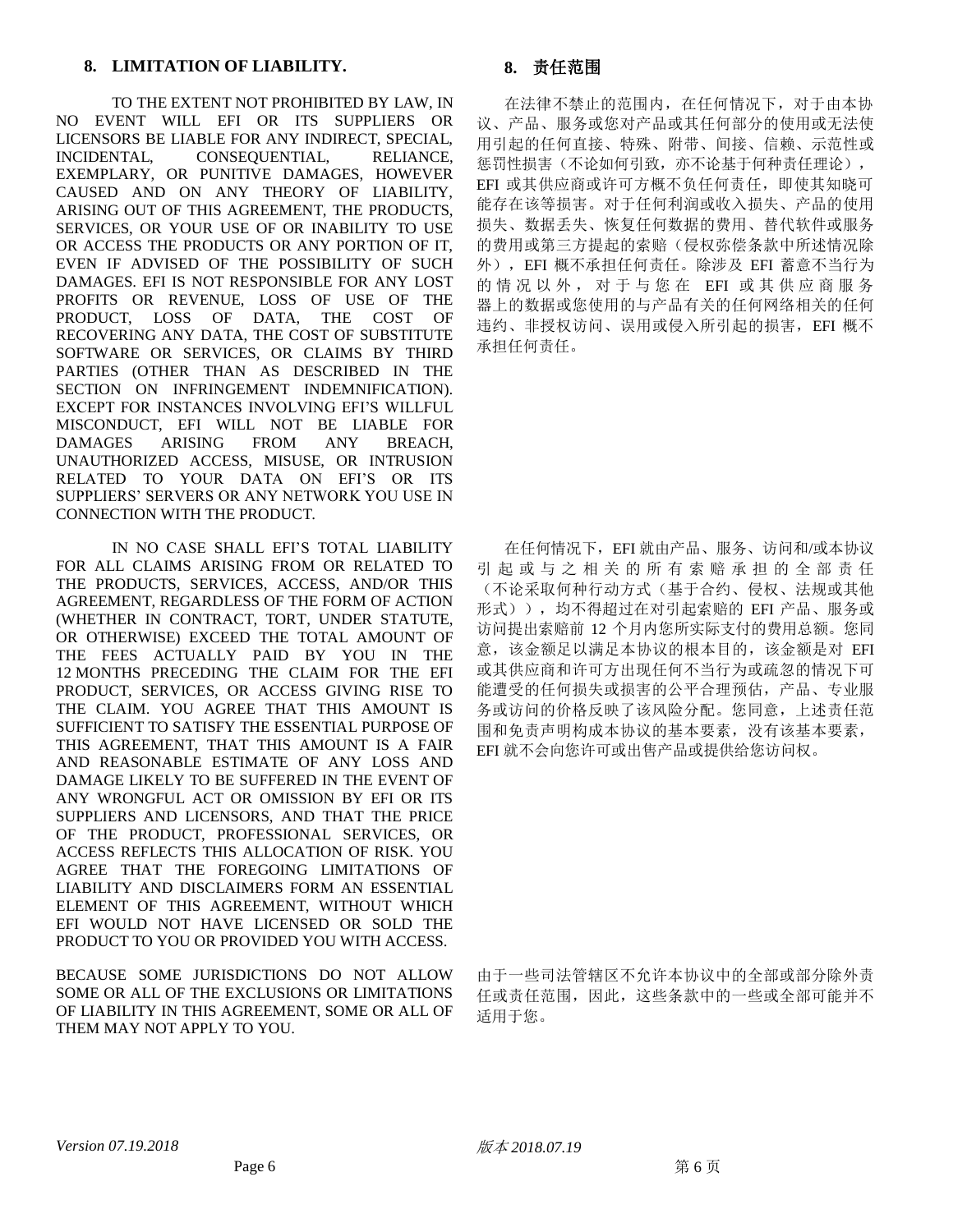## 8. LIMITATION OF LIABILITY.

TO THE EXTENT NOT PROHIBITED BY LAW, IN NO EVENT WILL EFI OR ITS SUPPLIERS OR LICENSORS BE LIABLE FOR ANY INDIRECT, SPECIAL, INCIDENTAL, CONSEQUENTIAL, RELIANCE, EXEMPLARY, OR PUNITIVE DAMAGES, HOWEVER CAUSED AND ON ANY THEORY OF LIABILITY, ARISING OUT OF THIS AGREEMENT, THE PRODUCTS, SERVICES, OR YOUR USE OF OR INABILITY TO USE OR ACCESS THE PRODUCTS OR ANY PORTION OF IT, EVEN IF ADVISED OF THE POSSIBILITY OF SUCH DAMAGES. EFI IS NOT RESPONSIBLE FOR ANY LOST PROFITS OR REVENUE, LOSS OF USE OF THE PRODUCT, LOSS OF DATA, THE COST OF RECOVERING ANY DATA, THE COST OF SUBSTITUTE SOFTWARE OR SERVICES, OR CLAIMS BY THIRD PARTIES (OTHER THAN AS DESCRIBED IN THE SECTION ON INFRINGEMENT INDEMNIFICATION). EXCEPT FOR INSTANCES INVOLVING EFI'S WILLFUL MISCONDUCT, EFI WILL NOT BE LIABLE FOR DAMAGES ARISING FROM ANY BREACH, UNAUTHORIZED ACCESS, MISUSE, OR INTRUSION RELATED TO YOUR DATA ON EFI'S OR ITS SUPPLIERS' SERVERS OR ANY NETWORK YOU USE IN CONNECTION WITH THE PRODUCT.

IN NO CASE SHALL EFI'S TOTAL LIABILITY FOR ALL CLAIMS ARISING FROM OR RELATED TO THE PRODUCTS, SERVICES, ACCESS, AND/OR THIS AGREEMENT, REGARDLESS OF THE FORM OF ACTION (WHETHER IN CONTRACT, TORT, UNDER STATUTE, OR OTHERWISE) EXCEED THE TOTAL AMOUNT OF THE FEES ACTUALLY PAID BY YOU IN THE 12 MONTHS PRECEDING THE CLAIM FOR THE EFI PRODUCT, SERVICES, OR ACCESS GIVING RISE TO THE CLAIM. YOU AGREE THAT THIS AMOUNT IS SUFFICIENT TO SATISFY THE ESSENTIAL PURPOSE OF THIS AGREEMENT, THAT THIS AMOUNT IS A FAIR AND REASONABLE ESTIMATE OF ANY LOSS AND DAMAGE LIKELY TO BE SUFFERED IN THE EVENT OF ANY WRONGFUL ACT OR OMISSION BY EFI OR ITS SUPPLIERS AND LICENSORS, AND THAT THE PRICE OF THE PRODUCT, PROFESSIONAL SERVICES, OR ACCESS REFLECTS THIS ALLOCATION OF RISK. YOU AGREE THAT THE FOREGOING LIMITATIONS OF LIABILITY AND DISCLAIMERS FORM AN ESSENTIAL ELEMENT OF THIS AGREEMENT, WITHOUT WHICH EFI WOULD NOT HAVE LICENSED OR SOLD THE PRODUCT TO YOU OR PROVIDED YOU WITH ACCESS.

BECAUSE SOME JURISDICTIONS DO NOT ALLOW SOME OR ALL OF THE EXCLUSIONS OR LIMITATIONS OF LIABILITY IN THIS AGREEMENT, SOME OR ALL OF THEM MAY NOT APPLY TO YOU.

## 8. 责任范围

在法律不禁止的范围内，在任何情况下，对于由本协议、产品、服务或您对产品或其任何部分的使用或无法使用引起的任何直接、特殊、附带、间接、信赖、示范性或惩罚性损害（不论如何引致，亦不论基于何种责任理论），EFI 或其供应商或许可方概不负任何责任，即使其知晓可能存在该等损害。对于任何利润或收入损失、产品的使用损失、数据丢失、恢复任何数据的费用、替代软件或服务的费用或第三方提起的索赔（侵权弥偿条款中所述情况除外），EFI 概不承担任何责任。除涉及 EFI 蓄意不当行为的情况以外，对于与您在 EFI 或其供应商服务器上的数据或您使用的与产品有关的任何网络相关的任何违约、非授权访问、误用或侵入所引起的损害，EFI 概不承担任何责任。

在任何情况下，EFI 就由产品、服务、访问和/或本协议引起或与之相关的所有索赔承担的全部责任（不论采取何种行动方式（基于合约、侵权、法规或其他形式）），均不得超过在对引起索赔的 EFI 产品、服务或访问提出索赔前 12 个月内您所实际支付的费用总额。您同意，该金额足以满足本协议的根本目的，该金额是对 EFI 或其供应商和许可方出现任何不当行为或疏忽的情况下可能遭受的任何损失或损害的公平合理预估，产品、专业服务或访问的价格反映了该风险分配。您同意，上述责任范围和免责声明构成本协议的基本要素，没有该基本要素，EFI 就不会向您许可或出售产品或提供给您访问权。

由于一些司法管辖区不允许本协议中的全部或部分除外责任或责任范围，因此，这些条款中的一些或全部可能并不适用于您。

*Version 07.19.2018*

*版本 2018.07.19*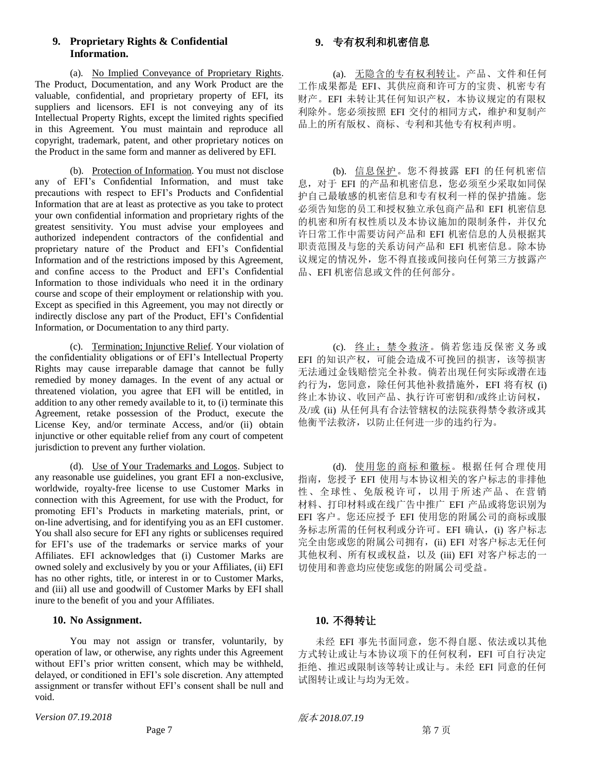## 9. Proprietary Rights & Confidential Information.

(a). <u>No Implied Conveyance of Proprietary Rights</u>. The Product, Documentation, and any Work Product are the valuable, confidential, and proprietary property of EFI, its suppliers and licensors. EFI is not conveying any of its Intellectual Property Rights, except the limited rights specified in this Agreement. You must maintain and reproduce all copyright, trademark, patent, and other proprietary notices on the Product in the same form and manner as delivered by EFI.

(b). <u>Protection of Information</u>. You must not disclose any of EFI's Confidential Information, and must take precautions with respect to EFI's Products and Confidential Information that are at least as protective as you take to protect your own confidential information and proprietary rights of the greatest sensitivity. You must advise your employees and authorized independent contractors of the confidential and proprietary nature of the Product and EFI's Confidential Information and of the restrictions imposed by this Agreement, and confine access to the Product and EFI's Confidential Information to those individuals who need it in the ordinary course and scope of their employment or relationship with you. Except as specified in this Agreement, you may not directly or indirectly disclose any part of the Product, EFI's Confidential Information, or Documentation to any third party.

(c). <u>Termination; Injunctive Relief</u>. Your violation of the confidentiality obligations or of EFI's Intellectual Property Rights may cause irreparable damage that cannot be fully remedied by money damages. In the event of any actual or threatened violation, you agree that EFI will be entitled, in addition to any other remedy available to it, to (i) terminate this Agreement, retake possession of the Product, execute the License Key, and/or terminate Access, and/or (ii) obtain injunctive or other equitable relief from any court of competent jurisdiction to prevent any further violation.

(d). <u>Use of Your Trademarks and Logos</u>. Subject to any reasonable use guidelines, you grant EFI a non-exclusive, worldwide, royalty-free license to use Customer Marks in connection with this Agreement, for use with the Product, for promoting EFI's Products in marketing materials, print, or on-line advertising, and for identifying you as an EFI customer. You shall also secure for EFI any rights or sublicenses required for EFI's use of the trademarks or service marks of your Affiliates. EFI acknowledges that (i) Customer Marks are owned solely and exclusively by you or your Affiliates, (ii) EFI has no other rights, title, or interest in or to Customer Marks, and (iii) all use and goodwill of Customer Marks by EFI shall inure to the benefit of you and your Affiliates.

## 10. No Assignment.

You may not assign or transfer, voluntarily, by operation of law, or otherwise, any rights under this Agreement without EFI's prior written consent, which may be withheld, delayed, or conditioned in EFI's sole discretion. Any attempted assignment or transfer without EFI's consent shall be null and void.

*Version 07.19.2018*

## 9. 专有权利和机密信息

(a). <u>无隐含的专有权利转让</u>。产品、文件和任何工作成果都是 EFI、其供应商和许可方的宝贵、机密专有财产。EFI 未转让其任何知识产权，本协议规定的有限权利除外。您必须按照 EFI 交付的相同方式，维护和复制产品上的所有版权、商标、专利和其他专有权利声明。

(b). <u>信息保护</u>。您不得披露 EFI 的任何机密信息，对于 EFI 的产品和机密信息，您必须至少采取如同保护自己最敏感的机密信息和专有权利一样的保护措施。您必须告知您的员工和授权独立承包商产品和 EFI 机密信息的机密和所有权性质以及本协议施加的限制条件，并仅允许日常工作中需要访问产品和 EFI 机密信息的人员根据其职责范围及与您的关系访问产品和 EFI 机密信息。除本协议规定的情况外，您不得直接或间接向任何第三方披露产品、EFI 机密信息或文件的任何部分。

(c). <u>终止；禁令救济</u>。倘若您违反保密义务或 EFI 的知识产权，可能会造成不可挽回的损害，该等损害无法通过金钱赔偿完全补救。倘若出现任何实际或潜在违约行为，您同意，除任何其他补救措施外，EFI 将有权 (i) 终止本协议、收回产品、执行许可密钥和/或终止访问权，及/或 (ii) 从任何具有合法管辖权的法院获得禁令救济或其他衡平法救济，以防止任何进一步的违约行为。

(d). <u>使用您的商标和徽标</u>。根据任何合理使用指南，您授予 EFI 使用与本协议相关的客户标志的非排他性、全球性、免版税许可，以用于所述产品、在营销材料、打印材料或在线广告中推广 EFI 产品或将您识别为 EFI 客户。您还应授予 EFI 使用您的附属公司的商标或服务标志所需的任何权利或分许可。EFI 确认，(i) 客户标志完全由您或您的附属公司拥有，(ii) EFI 对客户标志无任何其他权利、所有权或权益，以及 (iii) EFI 对客户标志的一切使用和善意均应使您或您的附属公司受益。

## 10. 不得转让

未经 EFI 事先书面同意，您不得自愿、依法或以其他方式转让或让与本协议项下的任何权利，EFI 可自行决定拒绝、推迟或限制该等转让或让与。未经 EFI 同意的任何试图转让或让与均为无效。

*版本 2018.07.19*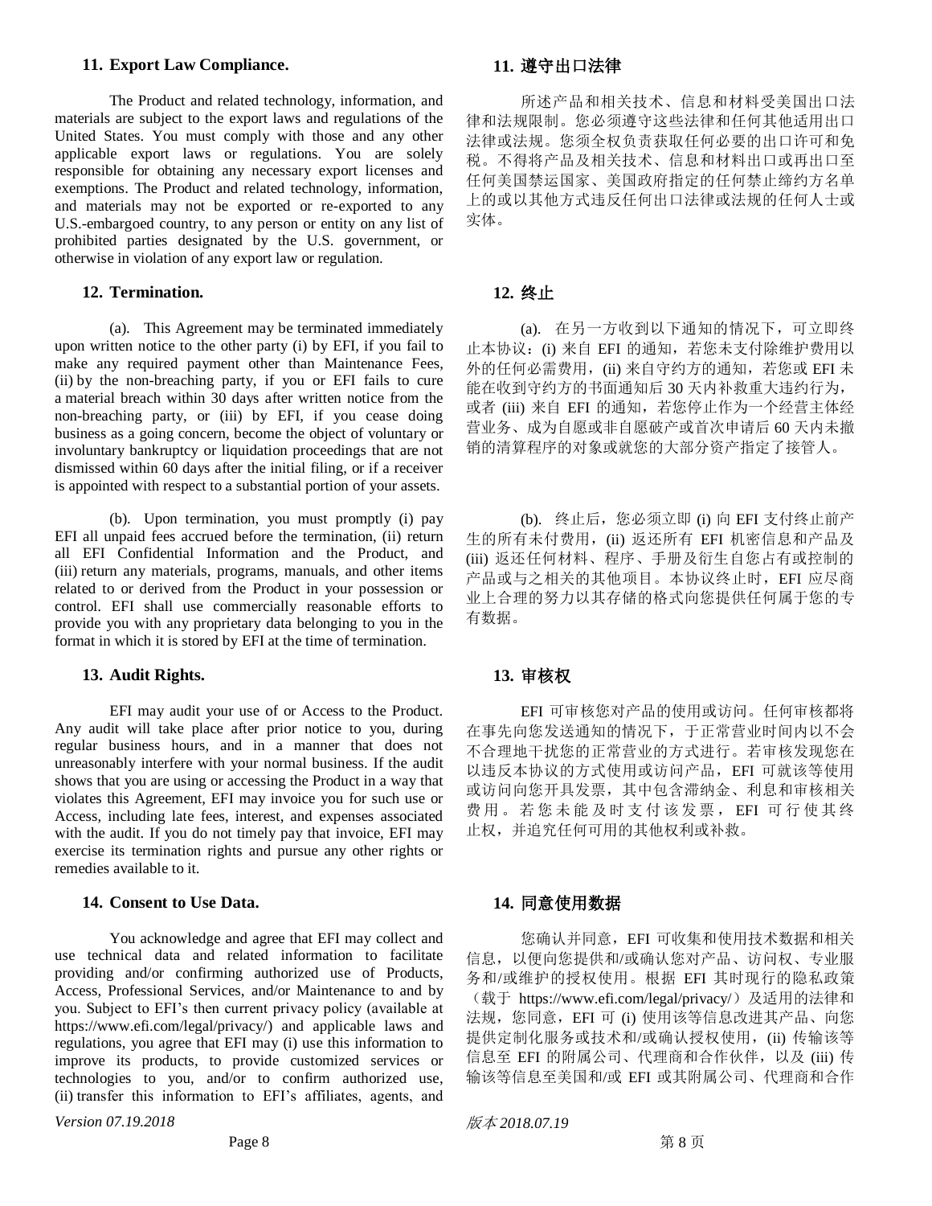## 11. Export Law Compliance.

The Product and related technology, information, and materials are subject to the export laws and regulations of the United States. You must comply with those and any other applicable export laws or regulations. You are solely responsible for obtaining any necessary export licenses and exemptions. The Product and related technology, information, and materials may not be exported or re-exported to any U.S.-embargoed country, to any person or entity on any list of prohibited parties designated by the U.S. government, or otherwise in violation of any export law or regulation.

## 11. 遵守出口法律

所述产品和相关技术、信息和材料受美国出口法律和法规限制。您必须遵守这些法律和任何其他适用出口法律或法规。您须全权负责获取任何必要的出口许可和免税。不得将产品及相关技术、信息和材料出口或再出口至任何美国禁运国家、美国政府指定的任何禁止缔约方名单上的或以其他方式违反任何出口法律或法规的任何人士或实体。

## 12. Termination.

(a). This Agreement may be terminated immediately upon written notice to the other party (i) by EFI, if you fail to make any required payment other than Maintenance Fees, (ii) by the non-breaching party, if you or EFI fails to cure a material breach within 30 days after written notice from the non-breaching party, or (iii) by EFI, if you cease doing business as a going concern, become the object of voluntary or involuntary bankruptcy or liquidation proceedings that are not dismissed within 60 days after the initial filing, or if a receiver is appointed with respect to a substantial portion of your assets.

(b). Upon termination, you must promptly (i) pay EFI all unpaid fees accrued before the termination, (ii) return all EFI Confidential Information and the Product, and (iii) return any materials, programs, manuals, and other items related to or derived from the Product in your possession or control. EFI shall use commercially reasonable efforts to provide you with any proprietary data belonging to you in the format in which it is stored by EFI at the time of termination.

## 12. 终止

(a). 在另一方收到以下通知的情况下，可立即终止本协议：(i) 来自 EFI 的通知，若您未支付除维护费用以外的任何必需费用，(ii) 来自守约方的通知，若您或 EFI 未能在收到守约方的书面通知后 30 天内补救重大违约行为，或者 (iii) 来自 EFI 的通知，若您停止作为一个经营主体经营业务、成为自愿或非自愿破产或首次申请后 60 天内未撤销的清算程序的对象或就您的大部分资产指定了接管人。

(b). 终止后，您必须立即 (i) 向 EFI 支付终止前产生的所有未付费用，(ii) 返还所有 EFI 机密信息和产品及 (iii) 返还任何材料、程序、手册及衍生自您占有或控制的产品或与之相关的其他项目。本协议终止时，EFI 应尽商业上合理的努力以其存储的格式向您提供任何属于您的专有数据。

## 13. Audit Rights.

EFI may audit your use of or Access to the Product. Any audit will take place after prior notice to you, during regular business hours, and in a manner that does not unreasonably interfere with your normal business. If the audit shows that you are using or accessing the Product in a way that violates this Agreement, EFI may invoice you for such use or Access, including late fees, interest, and expenses associated with the audit. If you do not timely pay that invoice, EFI may exercise its termination rights and pursue any other rights or remedies available to it.

## 13. 审核权

EFI 可审核您对产品的使用或访问。任何审核都将在事先向您发送通知的情况下，于正常营业时间内以不会不合理地干扰您的正常营业的方式进行。若审核发现您在以违反本协议的方式使用或访问产品，EFI 可就该等使用或访问向您开具发票，其中包含滞纳金、利息和审核相关费用。若您未能及时支付该发票，EFI 可行使其终止权，并追究任何可用的其他权利或补救。

## 14. Consent to Use Data.

You acknowledge and agree that EFI may collect and use technical data and related information to facilitate providing and/or confirming authorized use of Products, Access, Professional Services, and/or Maintenance to and by you. Subject to EFI's then current privacy policy (available at https://www.efi.com/legal/privacy/) and applicable laws and regulations, you agree that EFI may (i) use this information to improve its products, to provide customized services or technologies to you, and/or to confirm authorized use, (ii) transfer this information to EFI's affiliates, agents, and

## 14. 同意使用数据

您确认并同意，EFI 可收集和使用技术数据和相关信息，以便向您提供和/或确认您对产品、访问权、专业服务和/或维护的授权使用。根据 EFI 其时现行的隐私政策（载于 https://www.efi.com/legal/privacy/）及适用的法律和法规，您同意，EFI 可 (i) 使用该等信息改进其产品、向您提供定制化服务或技术和/或确认授权使用，(ii) 传输该等信息至 EFI 的附属公司、代理商和合作伙伴，以及 (iii) 传输该等信息至美国和/或 EFI 或其附属公司、代理商和合作

*Version 07.19.2018*

*版本 2018.07.19*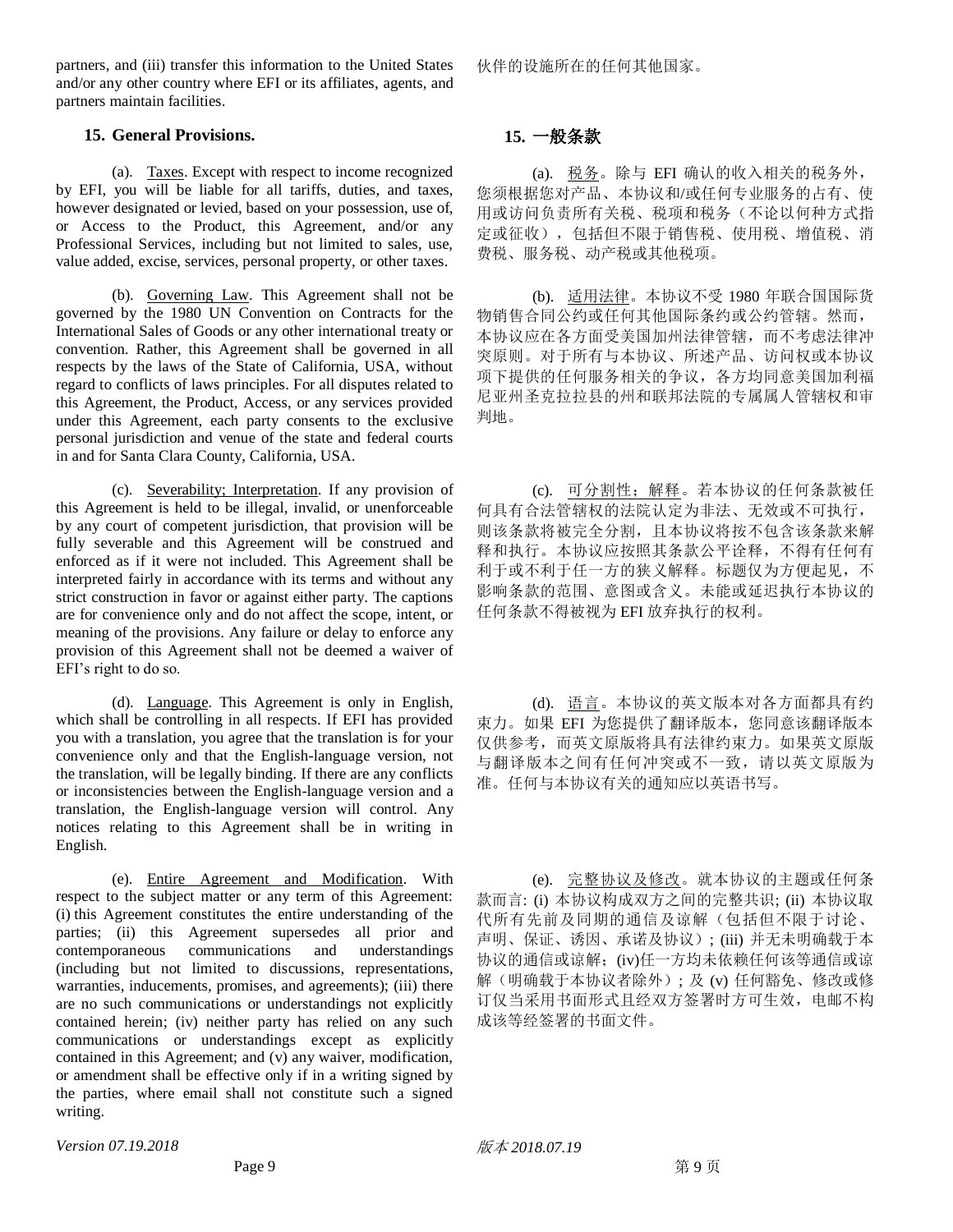partners, and (iii) transfer this information to the United States and/or any other country where EFI or its affiliates, agents, and partners maintain facilities.

伙伴的设施所在的任何其他国家。

## 15. General Provisions.

## 15. 一般条款

(a). Taxes. Except with respect to income recognized by EFI, you will be liable for all tariffs, duties, and taxes, however designated or levied, based on your possession, use of, or Access to the Product, this Agreement, and/or any Professional Services, including but not limited to sales, use, value added, excise, services, personal property, or other taxes.

(a). 税务。除与 EFI 确认的收入相关的税务外，您须根据您对产品、本协议和/或任何专业服务的占有、使用或访问负责所有关税、税项和税务（不论以何种方式指定或征收），包括但不限于销售税、使用税、增值税、消费税、服务税、动产税或其他税项。

(b). Governing Law. This Agreement shall not be governed by the 1980 UN Convention on Contracts for the International Sales of Goods or any other international treaty or convention. Rather, this Agreement shall be governed in all respects by the laws of the State of California, USA, without regard to conflicts of laws principles. For all disputes related to this Agreement, the Product, Access, or any services provided under this Agreement, each party consents to the exclusive personal jurisdiction and venue of the state and federal courts in and for Santa Clara County, California, USA.

(b). 适用法律。本协议不受 1980 年联合国国际货物销售合同公约或任何其他国际条约或公约管辖。然而，本协议应在各方面受美国加州法律管辖，而不考虑法律冲突原则。对于所有与本协议、所述产品、访问权或本协议项下提供的任何服务相关的争议，各方均同意美国加利福尼亚州圣克拉拉县的州和联邦法院的专属属人管辖权和审判地。

(c). Severability; Interpretation. If any provision of this Agreement is held to be illegal, invalid, or unenforceable by any court of competent jurisdiction, that provision will be fully severable and this Agreement will be construed and enforced as if it were not included. This Agreement shall be interpreted fairly in accordance with its terms and without any strict construction in favor or against either party. The captions are for convenience only and do not affect the scope, intent, or meaning of the provisions. Any failure or delay to enforce any provision of this Agreement shall not be deemed a waiver of EFI's right to do so.

(c). 可分割性；解释。若本协议的任何条款被任何具有合法管辖权的法院认定为非法、无效或不可执行，则该条款将被完全分割，且本协议将按不包含该条款来解释和执行。本协议应按照其条款公平诠释，不得有任何有利于或不利于任一方的狭义解释。标题仅为方便起见，不影响条款的范围、意图或含义。未能或延迟执行本协议的任何条款不得被视为 EFI 放弃执行的权利。

(d). Language. This Agreement is only in English, which shall be controlling in all respects. If EFI has provided you with a translation, you agree that the translation is for your convenience only and that the English-language version, not the translation, will be legally binding. If there are any conflicts or inconsistencies between the English-language version and a translation, the English-language version will control. Any notices relating to this Agreement shall be in writing in English.

(d). 语言。本协议的英文版本对各方面都具有约束力。如果 EFI 为您提供了翻译版本，您同意该翻译版本仅供参考，而英文原版将具有法律约束力。如果英文原版与翻译版本之间有任何冲突或不一致，请以英文原版为准。任何与本协议有关的通知应以英语书写。

(e). Entire Agreement and Modification. With respect to the subject matter or any term of this Agreement: (i) this Agreement constitutes the entire understanding of the parties; (ii) this Agreement supersedes all prior and contemporaneous communications and understandings (including but not limited to discussions, representations, warranties, inducements, promises, and agreements); (iii) there are no such communications or understandings not explicitly contained herein; (iv) neither party has relied on any such communications or understandings except as explicitly contained in this Agreement; and (v) any waiver, modification, or amendment shall be effective only if in a writing signed by the parties, where email shall not constitute such a signed writing.

(e). 完整协议及修改。就本协议的主题或任何条款而言: (i) 本协议构成双方之间的完整共识; (ii) 本协议取代所有先前及同期的通信及谅解（包括但不限于讨论、声明、保证、诱因、承诺及协议）; (iii) 并无未明确载于本协议的通信或谅解; (iv)任一方均未依赖任何该等通信或谅解（明确载于本协议者除外）; 及 (v) 任何豁免、修改或修订仅当采用书面形式且经双方签署时方可生效，电邮不构成该等经签署的书面文件。

*Version 07.19.2018*

*版本 2018.07.19*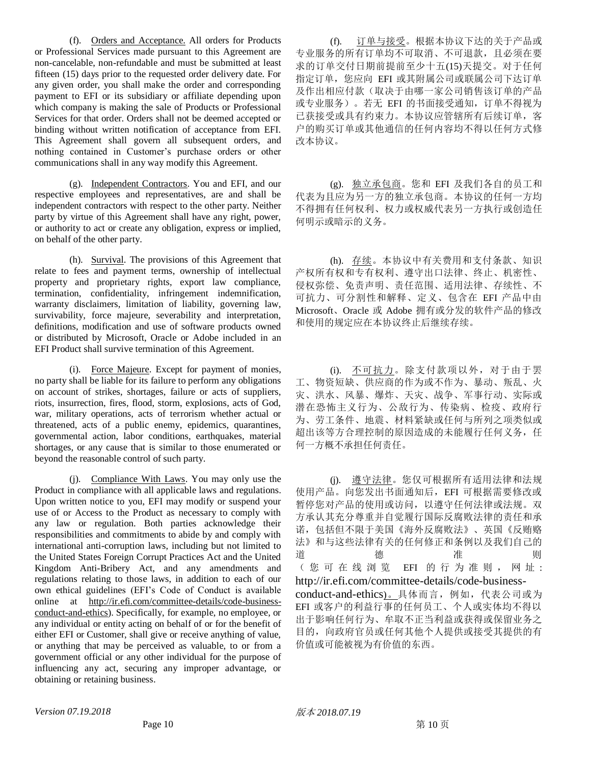(f). Orders and Acceptance. All orders for Products or Professional Services made pursuant to this Agreement are non-cancelable, non-refundable and must be submitted at least fifteen (15) days prior to the requested order delivery date. For any given order, you shall make the order and corresponding payment to EFI or its subsidiary or affiliate depending upon which company is making the sale of Products or Professional Services for that order. Orders shall not be deemed accepted or binding without written notification of acceptance from EFI. This Agreement shall govern all subsequent orders, and nothing contained in Customer's purchase orders or other communications shall in any way modify this Agreement.

(f). 订单与接受。根据本协议下达的关于产品或专业服务的所有订单均不可取消、不可退款，且必须在要求的订单交付日期前提前至少十五(15)天提交。对于任何指定订单，您应向 EFI 或其附属公司或联属公司下达订单及作出相应付款（取决于由哪一家公司销售该订单的产品或专业服务）。若无 EFI 的书面接受通知，订单不得视为已获接受或具有约束力。本协议应管辖所有后续订单，客户的购买订单或其他通信的任何内容均不得以任何方式修改本协议。

(g). Independent Contractors. You and EFI, and our respective employees and representatives, are and shall be independent contractors with respect to the other party. Neither party by virtue of this Agreement shall have any right, power, or authority to act or create any obligation, express or implied, on behalf of the other party.

(g). 独立承包商。您和 EFI 及我们各自的员工和代表为且应为另一方的独立承包商。本协议的任何一方均不得拥有任何权利、权力或权威代表另一方执行或创造任何明示或暗示的义务。

(h). Survival. The provisions of this Agreement that relate to fees and payment terms, ownership of intellectual property and proprietary rights, export law compliance, termination, confidentiality, infringement indemnification, warranty disclaimers, limitation of liability, governing law, survivability, force majeure, severability and interpretation, definitions, modification and use of software products owned or distributed by Microsoft, Oracle or Adobe included in an EFI Product shall survive termination of this Agreement.

(h). 存续。本协议中有关费用和支付条款、知识产权所有权和专有权利、遵守出口法律、终止、机密性、侵权弥偿、免责声明、责任范围、适用法律、存续性、不可抗力、可分割性和解释、定义、包含在 EFI 产品中由 Microsoft、Oracle 或 Adobe 拥有或分发的软件产品的修改和使用的规定应在本协议终止后继续存续。

(i). Force Majeure. Except for payment of monies, no party shall be liable for its failure to perform any obligations on account of strikes, shortages, failure or acts of suppliers, riots, insurrection, fires, flood, storm, explosions, acts of God, war, military operations, acts of terrorism whether actual or threatened, acts of a public enemy, epidemics, quarantines, governmental action, labor conditions, earthquakes, material shortages, or any cause that is similar to those enumerated or beyond the reasonable control of such party.

(i). 不可抗力。除支付款项以外，对于由于罢工、物资短缺、供应商的作为或不作为、暴动、叛乱、火灾、洪水、风暴、爆炸、天灾、战争、军事行动、实际或潜在恐怖主义行为、公敌行为、传染病、检疫、政府行为、劳工条件、地震、材料紧缺或任何与所列之项类似或超出该等方合理控制的原因造成的未能履行任何义务，任何一方概不承担任何责任。

(j). Compliance With Laws. You may only use the Product in compliance with all applicable laws and regulations. Upon written notice to you, EFI may modify or suspend your use of or Access to the Product as necessary to comply with any law or regulation. Both parties acknowledge their responsibilities and commitments to abide by and comply with international anti-corruption laws, including but not limited to the United States Foreign Corrupt Practices Act and the United Kingdom Anti-Bribery Act, and any amendments and regulations relating to those laws, in addition to each of our own ethical guidelines (EFI's Code of Conduct is available online at http://ir.efi.com/committee-details/code-business-conduct-and-ethics). Specifically, for example, no employee, or any individual or entity acting on behalf of or for the benefit of either EFI or Customer, shall give or receive anything of value, or anything that may be perceived as valuable, to or from a government official or any other individual for the purpose of influencing any act, securing any improper advantage, or obtaining or retaining business.

(j). 遵守法律。您仅可根据所有适用法律和法规使用产品。向您发出书面通知后，EFI 可根据需要修改或暂停您对产品的使用或访问，以遵守任何法律或法规。双方承认其充分尊重并自觉履行国际反腐败法律的责任和承诺，包括但不限于美国《海外反腐败法》、英国《反贿赂法》和与这些法律有关的任何修正和条例以及我们自己的道德准则（您可在线浏览 EFI 的行为准则，网址：http://ir.efi.com/committee-details/code-business-conduct-and-ethics）。具体而言，例如，代表公司或为 EFI 或客户的利益行事的任何员工、个人或实体均不得以出于影响任何行为、牟取不正当利益或获得或保留业务之目的，向政府官员或任何其他个人提供或接受其提供的有价值或可能被视为有价值的东西。

*Version 07.19.2018*

*版本 2018.07.19*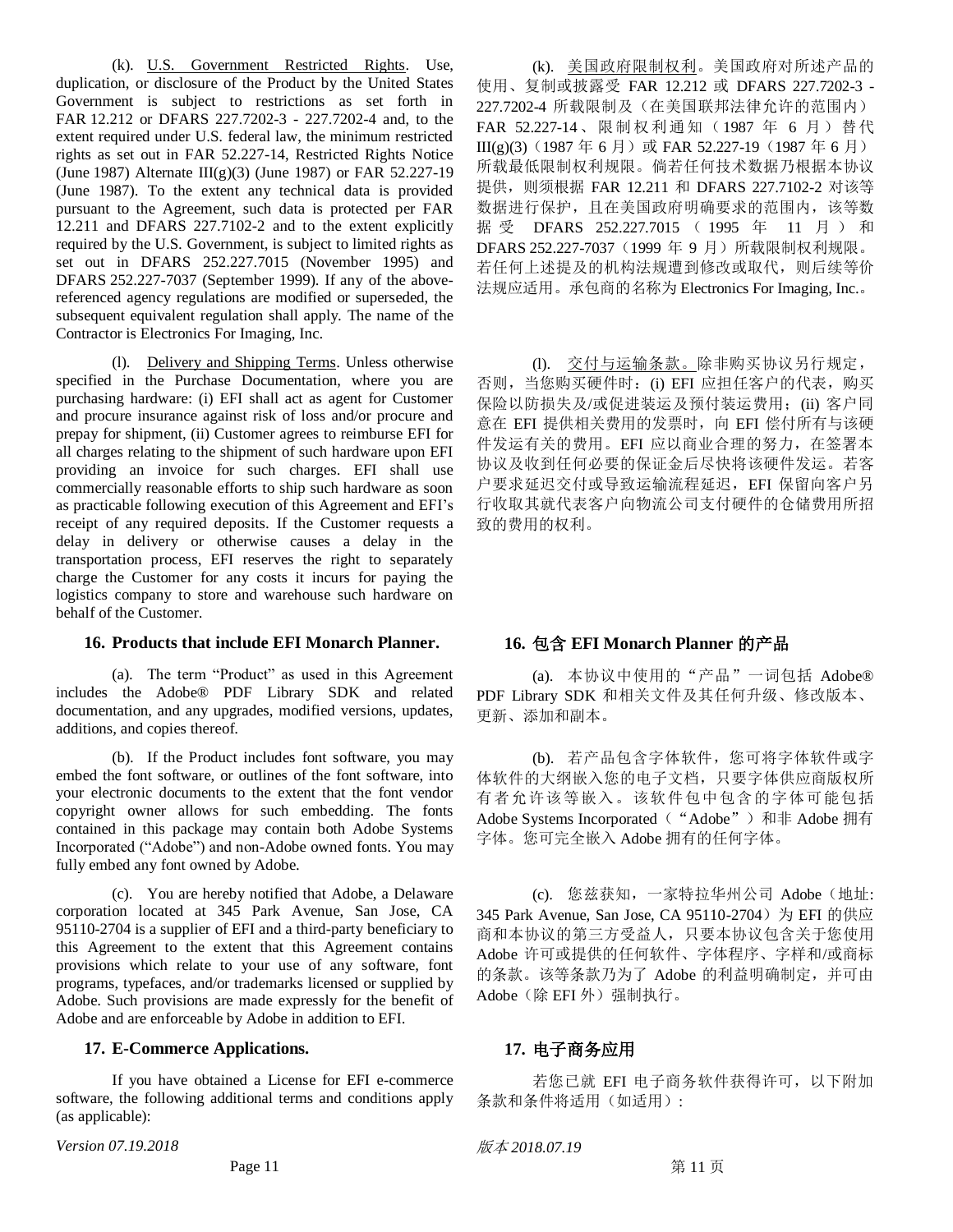(k). U.S. Government Restricted Rights. Use, duplication, or disclosure of the Product by the United States Government is subject to restrictions as set forth in FAR 12.212 or DFARS 227.7202-3 - 227.7202-4 and, to the extent required under U.S. federal law, the minimum restricted rights as set out in FAR 52.227-14, Restricted Rights Notice (June 1987) Alternate III(g)(3) (June 1987) or FAR 52.227-19 (June 1987). To the extent any technical data is provided pursuant to the Agreement, such data is protected per FAR 12.211 and DFARS 227.7102-2 and to the extent explicitly required by the U.S. Government, is subject to limited rights as set out in DFARS 252.227.7015 (November 1995) and DFARS 252.227-7037 (September 1999). If any of the above-referenced agency regulations are modified or superseded, the subsequent equivalent regulation shall apply. The name of the Contractor is Electronics For Imaging, Inc.

(k). 美国政府限制权利。美国政府对所述产品的使用、复制或披露受 FAR 12.212 或 DFARS 227.7202-3 - 227.7202-4 所载限制及（在美国联邦法律允许的范围内）FAR 52.227-14、限制权利通知（1987 年 6 月）替代 III(g)(3)（1987 年 6 月）或 FAR 52.227-19（1987 年 6 月）所载最低限制权利规限。倘若任何技术数据乃根据本协议提供，则须根据 FAR 12.211 和 DFARS 227.7102-2 对该等数据进行保护，且在美国政府明确要求的范围内，该等数据受 DFARS 252.227.7015（1995 年 11 月）和 DFARS 252.227-7037（1999 年 9 月）所载限制权利规限。若任何上述提及的机构法规遭到修改或取代，则后续等价法规应适用。承包商的名称为 Electronics For Imaging, Inc.。

(l). Delivery and Shipping Terms. Unless otherwise specified in the Purchase Documentation, where you are purchasing hardware: (i) EFI shall act as agent for Customer and procure insurance against risk of loss and/or procure and prepay for shipment, (ii) Customer agrees to reimburse EFI for all charges relating to the shipment of such hardware upon EFI providing an invoice for such charges. EFI shall use commercially reasonable efforts to ship such hardware as soon as practicable following execution of this Agreement and EFI's receipt of any required deposits. If the Customer requests a delay in delivery or otherwise causes a delay in the transportation process, EFI reserves the right to separately charge the Customer for any costs it incurs for paying the logistics company to store and warehouse such hardware on behalf of the Customer.

(l). 交付与运输条款。除非购买协议另行规定，否则，当您购买硬件时：(i) EFI 应担任客户的代表，购买保险以防损失及/或促进装运及预付装运费用；(ii) 客户同意在 EFI 提供相关费用的发票时，向 EFI 偿付所有与该硬件发运有关的费用。EFI 应以商业合理的努力，在签署本协议及收到任何必要的保证金后尽快将该硬件发运。若客户要求延迟交付或导致运输流程延迟，EFI 保留向客户另行收取其就代表客户向物流公司支付硬件的仓储费用所招致的费用的权利。

## 16. Products that include EFI Monarch Planner.

## 16. 包含 EFI Monarch Planner 的产品

(a). The term "Product" as used in this Agreement includes the Adobe® PDF Library SDK and related documentation, and any upgrades, modified versions, updates, additions, and copies thereof.

(a). 本协议中使用的"产品"一词包括 Adobe® PDF Library SDK 和相关文件及其任何升级、修改版本、更新、添加和副本。

(b). If the Product includes font software, you may embed the font software, or outlines of the font software, into your electronic documents to the extent that the font vendor copyright owner allows for such embedding. The fonts contained in this package may contain both Adobe Systems Incorporated ("Adobe") and non-Adobe owned fonts. You may fully embed any font owned by Adobe.

(b). 若产品包含字体软件，您可将字体软件或字体软件的大纲嵌入您的电子文档，只要字体供应商版权所有者允许该等嵌入。该软件包中包含的字体可能包括 Adobe Systems Incorporated（"Adobe"）和非 Adobe 拥有字体。您可完全嵌入 Adobe 拥有的任何字体。

(c). You are hereby notified that Adobe, a Delaware corporation located at 345 Park Avenue, San Jose, CA 95110-2704 is a supplier of EFI and a third-party beneficiary to this Agreement to the extent that this Agreement contains provisions which relate to your use of any software, font programs, typefaces, and/or trademarks licensed or supplied by Adobe. Such provisions are made expressly for the benefit of Adobe and are enforceable by Adobe in addition to EFI.

(c). 您兹获知，一家特拉华州公司 Adobe（地址: 345 Park Avenue, San Jose, CA 95110-2704）为 EFI 的供应商和本协议的第三方受益人，只要本协议包含关于您使用 Adobe 许可或提供的任何软件、字体程序、字样和/或商标的条款。该等条款乃为了 Adobe 的利益明确制定，并可由 Adobe（除 EFI 外）强制执行。

## 17. E-Commerce Applications.

## 17. 电子商务应用

If you have obtained a License for EFI e-commerce software, the following additional terms and conditions apply (as applicable):

若您已就 EFI 电子商务软件获得许可，以下附加条款和条件将适用（如适用）: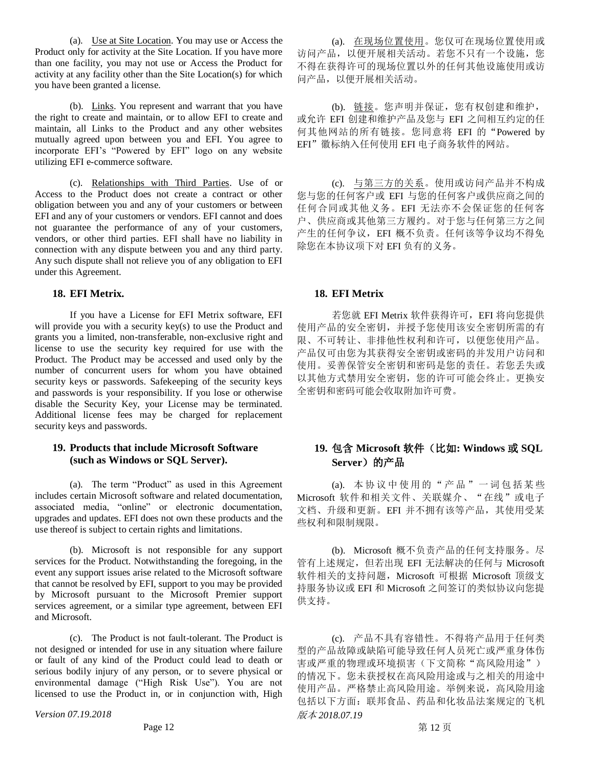(a). <u>Use at Site Location</u>. You may use or Access the Product only for activity at the Site Location. If you have more than one facility, you may not use or Access the Product for activity at any facility other than the Site Location(s) for which you have been granted a license.

(a). <u>在现场位置使用</u>。您仅可在现场位置使用或访问产品，以便开展相关活动。若您不只有一个设施，您不得在获得许可的现场位置以外的任何其他设施使用或访问产品，以便开展相关活动。

(b). <u>Links</u>. You represent and warrant that you have the right to create and maintain, or to allow EFI to create and maintain, all Links to the Product and any other websites mutually agreed upon between you and EFI. You agree to incorporate EFI's "Powered by EFI" logo on any website utilizing EFI e-commerce software.

(b). <u>链接</u>。您声明并保证，您有权创建和维护，或允许 EFI 创建和维护产品及您与 EFI 之间相互约定的任何其他网站的所有链接。您同意将 EFI 的"Powered by EFI"徽标纳入任何使用 EFI 电子商务软件的网站。

(c). <u>Relationships with Third Parties</u>. Use of or Access to the Product does not create a contract or other obligation between you and any of your customers or between EFI and any of your customers or vendors. EFI cannot and does not guarantee the performance of any of your customers, vendors, or other third parties. EFI shall have no liability in connection with any dispute between you and any third party. Any such dispute shall not relieve you of any obligation to EFI under this Agreement.

(c). <u>与第三方的关系</u>。使用或访问产品并不构成您与您的任何客户或 EFI 与您的任何客户或供应商之间的任何合同或其他义务。EFI 无法亦不会保证您的任何客户、供应商或其他第三方履约。对于您与任何第三方之间产生的任何争议，EFI 概不负责。任何该等争议均不得免除您在本协议项下对 EFI 负有的义务。

### 18. EFI Metrix.

### 18. EFI Metrix

If you have a License for EFI Metrix software, EFI will provide you with a security key(s) to use the Product and grants you a limited, non-transferable, non-exclusive right and license to use the security key required for use with the Product. The Product may be accessed and used only by the number of concurrent users for whom you have obtained security keys or passwords. Safekeeping of the security keys and passwords is your responsibility. If you lose or otherwise disable the Security Key, your License may be terminated. Additional license fees may be charged for replacement security keys and passwords.

若您就 EFI Metrix 软件获得许可，EFI 将向您提供使用产品的安全密钥，并授予您使用该安全密钥所需的有限、不可转让、非排他性权利和许可，以便您使用产品。产品仅可由您为其获得安全密钥或密码的并发用户访问和使用。妥善保管安全密钥和密码是您的责任。若您丢失或以其他方式禁用安全密钥，您的许可可能会终止。更换安全密钥和密码可能会收取附加许可费。

### 19. Products that include Microsoft Software (such as Windows or SQL Server).

### 19. 包含 Microsoft 软件（比如: Windows 或 SQL Server）的产品

(a). The term "Product" as used in this Agreement includes certain Microsoft software and related documentation, associated media, "online" or electronic documentation, upgrades and updates. EFI does not own these products and the use thereof is subject to certain rights and limitations.

(a). 本协议中使用的"产品"一词包括某些 Microsoft 软件和相关文件、关联媒介、"在线"或电子文档、升级和更新。EFI 并不拥有该等产品，其使用受某些权利和限制规限。

(b). Microsoft is not responsible for any support services for the Product. Notwithstanding the foregoing, in the event any support issues arise related to the Microsoft software that cannot be resolved by EFI, support to you may be provided by Microsoft pursuant to the Microsoft Premier support services agreement, or a similar type agreement, between EFI and Microsoft.

(b). Microsoft 概不负责产品的任何支持服务。尽管有上述规定，但若出现 EFI 无法解决的任何与 Microsoft 软件相关的支持问题，Microsoft 可根据 Microsoft 顶级支持服务协议或 EFI 和 Microsoft 之间签订的类似协议向您提供支持。

(c). The Product is not fault-tolerant. The Product is not designed or intended for use in any situation where failure or fault of any kind of the Product could lead to death or serious bodily injury of any person, or to severe physical or environmental damage ("High Risk Use"). You are not licensed to use the Product in, or in conjunction with, High

(c). 产品不具有容错性。不得将产品用于任何类型的产品故障或缺陷可能导致任何人员死亡或严重身体伤害或严重的物理或环境损害（下文简称"高风险用途"）的情况下。您未获授权在高风险用途或与之相关的用途中使用产品。严格禁止高风险用途。举例来说，高风险用途包括以下方面：联邦食品、药品和化妆品法案规定的飞机

*Version 07.19.2018*

*版本 2018.07.19*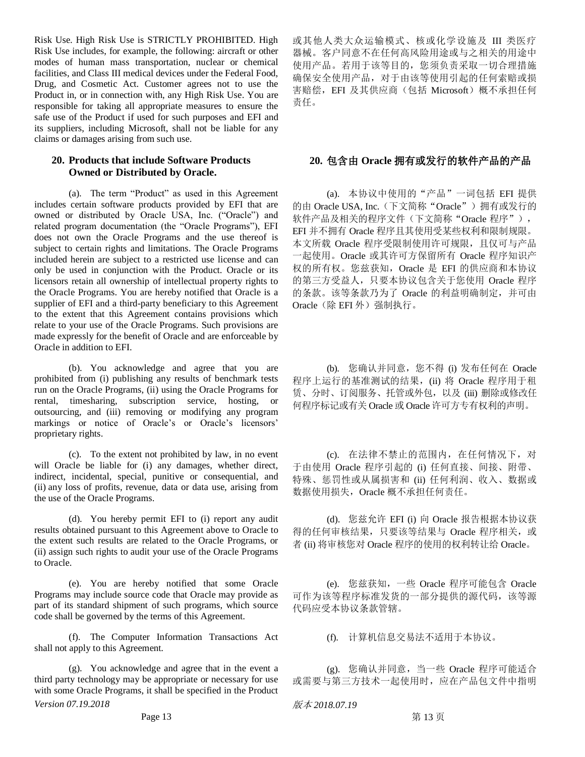Risk Use. High Risk Use is STRICTLY PROHIBITED. High Risk Use includes, for example, the following: aircraft or other modes of human mass transportation, nuclear or chemical facilities, and Class III medical devices under the Federal Food, Drug, and Cosmetic Act. Customer agrees not to use the Product in, or in connection with, any High Risk Use. You are responsible for taking all appropriate measures to ensure the safe use of the Product if used for such purposes and EFI and its suppliers, including Microsoft, shall not be liable for any claims or damages arising from such use.

或其他人类大众运输模式、核或化学设施及 III 类医疗器械。客户同意不在任何高风险用途或与之相关的用途中使用产品。若用于该等目的，您须负责采取一切合理措施确保安全使用产品，对于由该等使用引起的任何索赔或损害赔偿，EFI 及其供应商（包括 Microsoft）概不承担任何责任。

## 20. Products that include Software Products Owned or Distributed by Oracle.

(a). The term "Product" as used in this Agreement includes certain software products provided by EFI that are owned or distributed by Oracle USA, Inc. ("Oracle") and related program documentation (the "Oracle Programs"), EFI does not own the Oracle Programs and the use thereof is subject to certain rights and limitations. The Oracle Programs included herein are subject to a restricted use license and can only be used in conjunction with the Product. Oracle or its licensors retain all ownership of intellectual property rights to the Oracle Programs. You are hereby notified that Oracle is a supplier of EFI and a third-party beneficiary to this Agreement to the extent that this Agreement contains provisions which relate to your use of the Oracle Programs. Such provisions are made expressly for the benefit of Oracle and are enforceable by Oracle in addition to EFI.

(b). You acknowledge and agree that you are prohibited from (i) publishing any results of benchmark tests run on the Oracle Programs, (ii) using the Oracle Programs for rental, timesharing, subscription service, hosting, or outsourcing, and (iii) removing or modifying any program markings or notice of Oracle's or Oracle's licensors' proprietary rights.

(c). To the extent not prohibited by law, in no event will Oracle be liable for (i) any damages, whether direct, indirect, incidental, special, punitive or consequential, and (ii) any loss of profits, revenue, data or data use, arising from the use of the Oracle Programs.

(d). You hereby permit EFI to (i) report any audit results obtained pursuant to this Agreement above to Oracle to the extent such results are related to the Oracle Programs, or (ii) assign such rights to audit your use of the Oracle Programs to Oracle.

(e). You are hereby notified that some Oracle Programs may include source code that Oracle may provide as part of its standard shipment of such programs, which source code shall be governed by the terms of this Agreement.

(f). The Computer Information Transactions Act shall not apply to this Agreement.

(g). You acknowledge and agree that in the event a third party technology may be appropriate or necessary for use with some Oracle Programs, it shall be specified in the Product

## 20. 包含由 Oracle 拥有或发行的软件产品的产品

(a). 本协议中使用的“产品”一词包括 EFI 提供的由 Oracle USA, Inc.（下文简称“Oracle”）拥有或发行的软件产品及相关的程序文件（下文简称“Oracle 程序”），EFI 并不拥有 Oracle 程序且其使用受某些权利和限制规限。本文所载 Oracle 程序受限制使用许可规限，且仅可与产品一起使用。Oracle 或其许可方保留所有 Oracle 程序知识产权的所有权。您兹获知，Oracle 是 EFI 的供应商和本协议的第三方受益人，只要本协议包含关于您使用 Oracle 程序的条款。该等条款乃为了 Oracle 的利益明确制定，并可由 Oracle（除 EFI 外）强制执行。

(b). 您确认并同意，您不得 (i) 发布任何在 Oracle 程序上运行的基准测试的结果，(ii) 将 Oracle 程序用于租赁、分时、订阅服务、托管或外包，以及 (iii) 删除或修改任何程序标记或有关 Oracle 或 Oracle 许可方专有权利的声明。

(c). 在法律不禁止的范围内，在任何情况下，对于由使用 Oracle 程序引起的 (i) 任何直接、间接、附带、特殊、惩罚性或从属损害和 (ii) 任何利润、收入、数据或数据使用损失，Oracle 概不承担任何责任。

(d). 您兹允许 EFI (i) 向 Oracle 报告根据本协议获得的任何审核结果，只要该等结果与 Oracle 程序相关，或者 (ii) 将审核您对 Oracle 程序的使用的权利转让给 Oracle。

(e). 您兹获知，一些 Oracle 程序可能包含 Oracle 可作为该等程序标准发货的一部分提供的源代码，该等源代码应受本协议条款管辖。

(f). 计算机信息交易法不适用于本协议。

(g). 您确认并同意，当一些 Oracle 程序可能适合或需要与第三方技术一起使用时，应在产品包文件中指明

*Version 07.19.2018*

*版本 2018.07.19*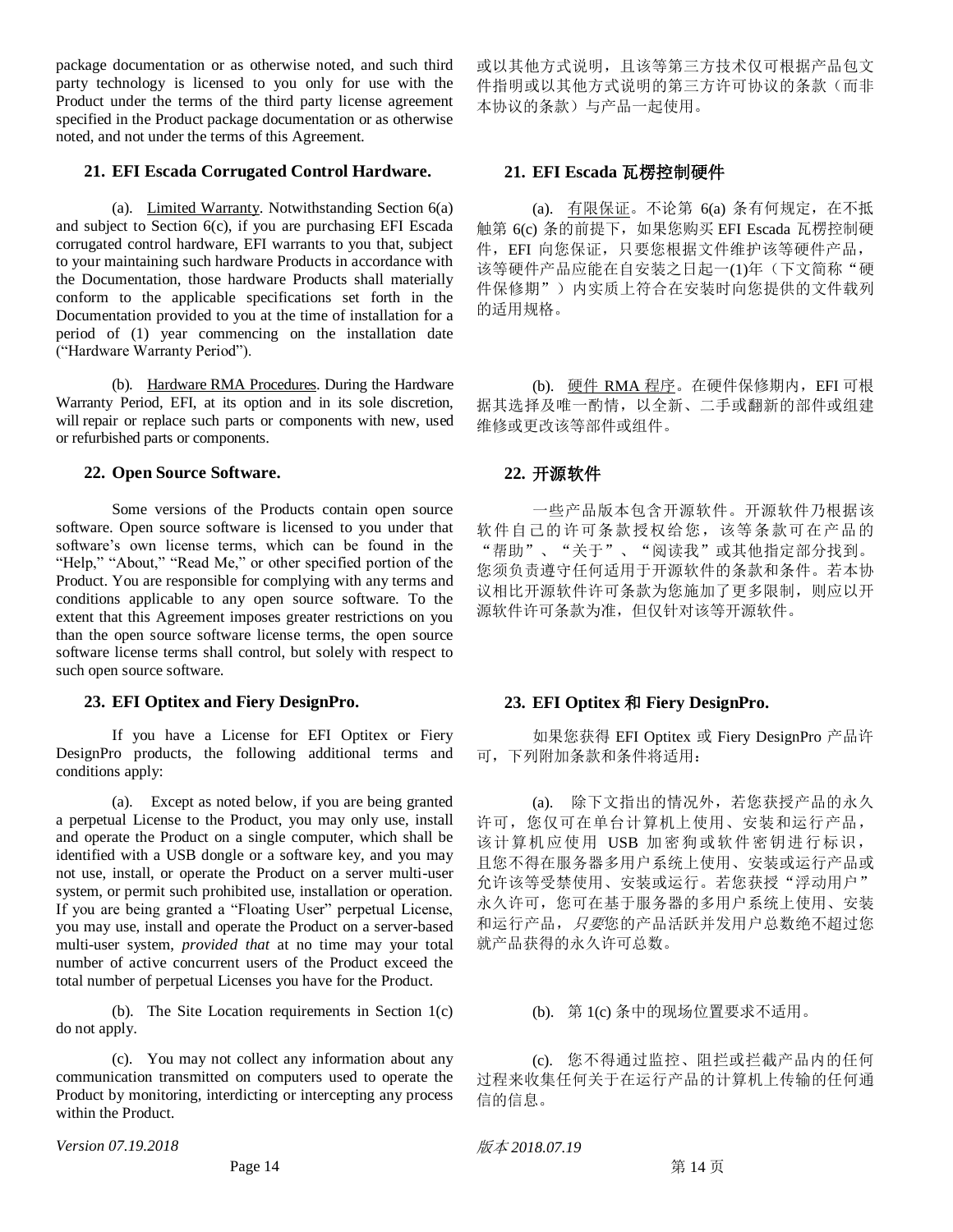package documentation or as otherwise noted, and such third party technology is licensed to you only for use with the Product under the terms of the third party license agreement specified in the Product package documentation or as otherwise noted, and not under the terms of this Agreement.

或以其他方式说明，且该等第三方技术仅可根据产品包文件指明或以其他方式说明的第三方许可协议的条款（而非本协议的条款）与产品一起使用。

### 21. EFI Escada Corrugated Control Hardware.

(a). Limited Warranty. Notwithstanding Section 6(a) and subject to Section 6(c), if you are purchasing EFI Escada corrugated control hardware, EFI warrants to you that, subject to your maintaining such hardware Products in accordance with the Documentation, those hardware Products shall materially conform to the applicable specifications set forth in the Documentation provided to you at the time of installation for a period of (1) year commencing on the installation date ("Hardware Warranty Period").

(b). Hardware RMA Procedures. During the Hardware Warranty Period, EFI, at its option and in its sole discretion, will repair or replace such parts or components with new, used or refurbished parts or components.

### 21. EFI Escada 瓦楞控制硬件

(a). 有限保证。不论第 6(a) 条有何规定，在不抵触第 6(c) 条的前提下，如果您购买 EFI Escada 瓦楞控制硬件，EFI 向您保证，只要您根据文件维护该等硬件产品，该等硬件产品应能在自安装之日起一(1)年（下文简称"硬件保修期"）内实质上符合在安装时向您提供的文件载列的适用规格。

(b). 硬件 RMA 程序。在硬件保修期内，EFI 可根据其选择及唯一酌情，以全新、二手或翻新的部件或组建维修或更改该等部件或组件。

### 22. Open Source Software.

Some versions of the Products contain open source software. Open source software is licensed to you under that software's own license terms, which can be found in the "Help," "About," "Read Me," or other specified portion of the Product. You are responsible for complying with any terms and conditions applicable to any open source software. To the extent that this Agreement imposes greater restrictions on you than the open source software license terms, the open source software license terms shall control, but solely with respect to such open source software.

### 22. 开源软件

一些产品版本包含开源软件。开源软件乃根据该软件自己的许可条款授权给您，该等条款可在产品的"帮助"、"关于"、"阅读我"或其他指定部分找到。您须负责遵守任何适用于开源软件的条款和条件。若本协议相比开源软件许可条款为您施加了更多限制，则应以开源软件许可条款为准，但仅针对该等开源软件。

### 23. EFI Optitex and Fiery DesignPro.

If you have a License for EFI Optitex or Fiery DesignPro products, the following additional terms and conditions apply:

(a). Except as noted below, if you are being granted a perpetual License to the Product, you may only use, install and operate the Product on a single computer, which shall be identified with a USB dongle or a software key, and you may not use, install, or operate the Product on a server multi-user system, or permit such prohibited use, installation or operation. If you are being granted a "Floating User" perpetual License, you may use, install and operate the Product on a server-based multi-user system, *provided that* at no time may your total number of active concurrent users of the Product exceed the total number of perpetual Licenses you have for the Product.

(b). The Site Location requirements in Section 1(c) do not apply.

(c). You may not collect any information about any communication transmitted on computers used to operate the Product by monitoring, interdicting or intercepting any process within the Product.

### 23. EFI Optitex 和 Fiery DesignPro.

如果您获得 EFI Optitex 或 Fiery DesignPro 产品许可，下列附加条款和条件将适用：

(a). 除下文指出的情况外，若您获授产品的永久许可，您仅可在单台计算机上使用、安装和运行产品，该计算机应使用 USB 加密狗或软件密钥进行标识，且您不得在服务器多用户系统上使用、安装或运行产品或允许该等受禁使用、安装或运行。若您获授"浮动用户"永久许可，您可在基于服务器的多用户系统上使用、安装和运行产品，*只要*您的产品活跃并发用户总数绝不超过您就产品获得的永久许可总数。

(b). 第 1(c) 条中的现场位置要求不适用。

(c). 您不得通过监控、阻拦或拦截产品内的任何过程来收集任何关于在运行产品的计算机上传输的任何通信的信息。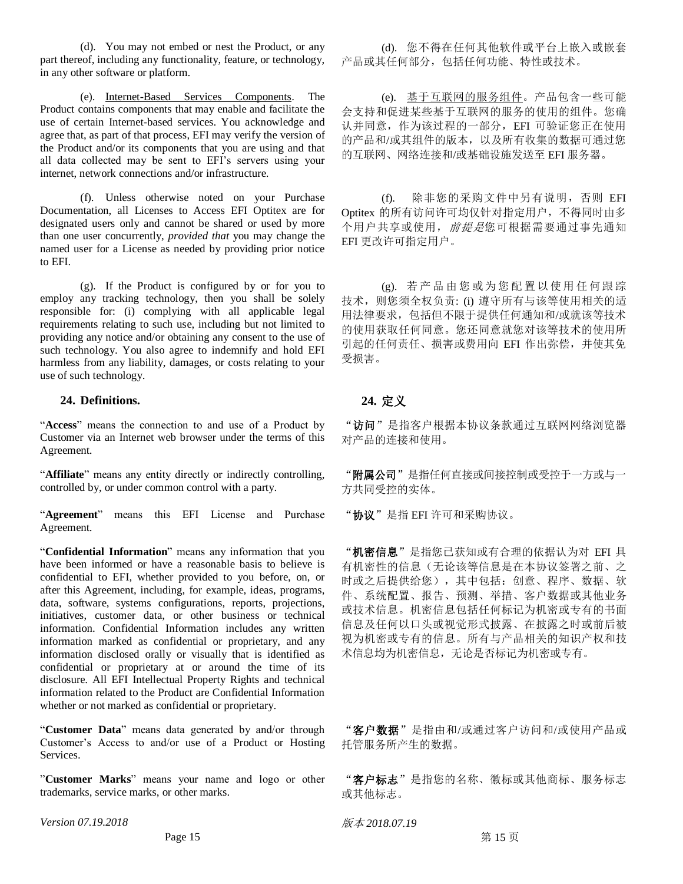(d). You may not embed or nest the Product, or any part thereof, including any functionality, feature, or technology, in any other software or platform.

(d). 您不得在任何其他软件或平台上嵌入或嵌套产品或其任何部分，包括任何功能、特性或技术。

(e). <u>Internet-Based Services Components</u>. The Product contains components that may enable and facilitate the use of certain Internet-based services. You acknowledge and agree that, as part of that process, EFI may verify the version of the Product and/or its components that you are using and that all data collected may be sent to EFI's servers using your internet, network connections and/or infrastructure.

(e). <u>基于互联网的服务组件</u>。产品包含一些可能会支持和促进某些基于互联网的服务的使用的组件。您确认并同意，作为该过程的一部分，EFI 可验证您正在使用的产品和/或其组件的版本，以及所有收集的数据可通过您的互联网、网络连接和/或基础设施发送至 EFI 服务器。

(f). Unless otherwise noted on your Purchase Documentation, all Licenses to Access EFI Optitex are for designated users only and cannot be shared or used by more than one user concurrently, *provided that* you may change the named user for a License as needed by providing prior notice to EFI.

(f). 除非您的采购文件中另有说明，否则 EFI Optitex 的所有访问许可均仅针对指定用户，不得同时由多个用户共享或使用，*前提是*您可根据需要通过事先通知 EFI 更改许可指定用户。

(g). If the Product is configured by or for you to employ any tracking technology, then you shall be solely responsible for: (i) complying with all applicable legal requirements relating to such use, including but not limited to providing any notice and/or obtaining any consent to the use of such technology. You also agree to indemnify and hold EFI harmless from any liability, damages, or costs relating to your use of such technology.

(g). 若产品由您或为您配置以使用任何跟踪技术，则您须全权负责: (i) 遵守所有与该等使用相关的适用法律要求，包括但不限于提供任何通知和/或就该等技术的使用获取任何同意。您还同意就您对该等技术的使用所引起的任何责任、损害或费用向 EFI 作出弥偿，并使其免受损害。

## 24. Definitions.

## 24. 定义

"**Access**" means the connection to and use of a Product by Customer via an Internet web browser under the terms of this Agreement.

"**访问**"是指客户根据本协议条款通过互联网网络浏览器对产品的连接和使用。

"**Affiliate**" means any entity directly or indirectly controlling, controlled by, or under common control with a party.

"**附属公司**"是指任何直接或间接控制或受控于一方或与一方共同受控的实体。

"**Agreement**" means this EFI License and Purchase Agreement.

"**协议**"是指 EFI 许可和采购协议。

"**Confidential Information**" means any information that you have been informed or have a reasonable basis to believe is confidential to EFI, whether provided to you before, on, or after this Agreement, including, for example, ideas, programs, data, software, systems configurations, reports, projections, initiatives, customer data, or other business or technical information. Confidential Information includes any written information marked as confidential or proprietary, and any information disclosed orally or visually that is identified as confidential or proprietary at or around the time of its disclosure. All EFI Intellectual Property Rights and technical information related to the Product are Confidential Information whether or not marked as confidential or proprietary.

"**机密信息**"是指您已获知或有合理的依据认为对 EFI 具有机密性的信息（无论该等信息是在本协议签署之前、之时或之后提供给您），其中包括：创意、程序、数据、软件、系统配置、报告、预测、举措、客户数据或其他业务或技术信息。机密信息包括任何标记为机密或专有的书面信息及任何以口头或视觉形式披露、在披露之时或前后被视为机密或专有的信息。所有与产品相关的知识产权和技术信息均为机密信息，无论是否标记为机密或专有。

"**Customer Data**" means data generated by and/or through Customer's Access to and/or use of a Product or Hosting Services.

"**客户数据**"是指由和/或通过客户访问和/或使用产品或托管服务所产生的数据。

"**Customer Marks**" means your name and logo or other trademarks, service marks, or other marks.

"**客户标志**"是指您的名称、徽标或其他商标、服务标志或其他标志。

*Version 07.19.2018*

*版本 2018.07.19*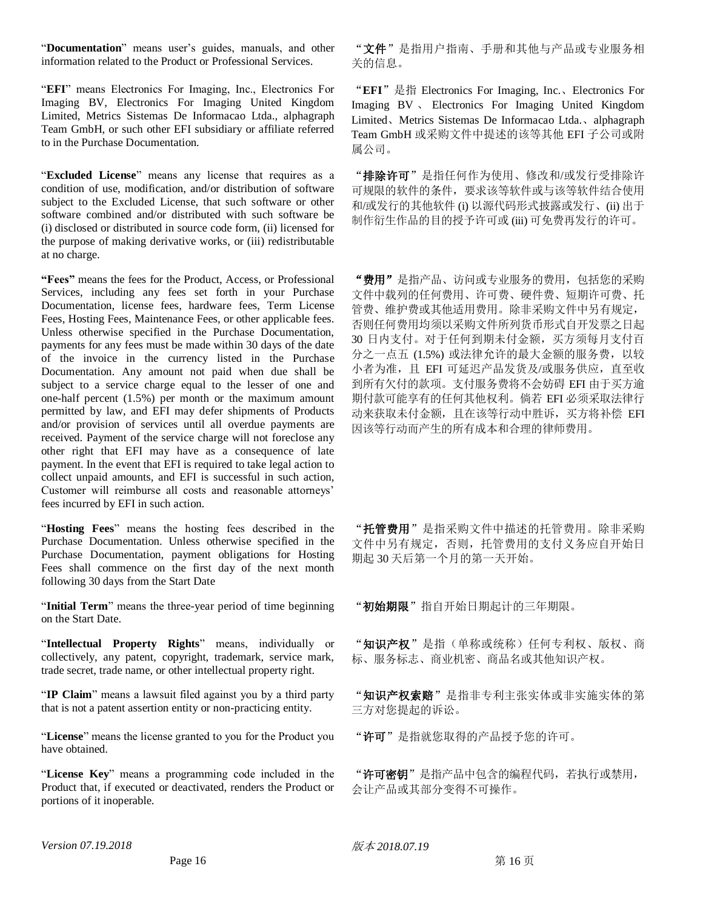"**Documentation**" means user's guides, manuals, and other information related to the Product or Professional Services.

"**文件**"是指用户指南、手册和其他与产品或专业服务相关的信息。

"**EFI**" means Electronics For Imaging, Inc., Electronics For Imaging BV, Electronics For Imaging United Kingdom Limited, Metrics Sistemas De Informacao Ltda., alphagraph Team GmbH, or such other EFI subsidiary or affiliate referred to in the Purchase Documentation.

"**EFI**"是指 Electronics For Imaging, Inc.、Electronics For Imaging BV、Electronics For Imaging United Kingdom Limited、Metrics Sistemas De Informacao Ltda.、alphagraph Team GmbH 或采购文件中提述的该等其他 EFI 子公司或附属公司。

"**Excluded License**" means any license that requires as a condition of use, modification, and/or distribution of software subject to the Excluded License, that such software or other software combined and/or distributed with such software be (i) disclosed or distributed in source code form, (ii) licensed for the purpose of making derivative works, or (iii) redistributable at no charge.

"**排除许可**"是指任何作为使用、修改和/或发行受排除许可规限的软件的条件，要求该等软件或与该等软件结合使用和/或发行的其他软件 (i) 以源代码形式披露或发行、(ii) 出于制作衍生作品的目的授予许可或 (iii) 可免费再发行的许可。

"**Fees**" means the fees for the Product, Access, or Professional Services, including any fees set forth in your Purchase Documentation, license fees, hardware fees, Term License Fees, Hosting Fees, Maintenance Fees, or other applicable fees. Unless otherwise specified in the Purchase Documentation, payments for any fees must be made within 30 days of the date of the invoice in the currency listed in the Purchase Documentation. Any amount not paid when due shall be subject to a service charge equal to the lesser of one and one-half percent (1.5%) per month or the maximum amount permitted by law, and EFI may defer shipments of Products and/or provision of services until all overdue payments are received. Payment of the service charge will not foreclose any other right that EFI may have as a consequence of late payment. In the event that EFI is required to take legal action to collect unpaid amounts, and EFI is successful in such action, Customer will reimburse all costs and reasonable attorneys' fees incurred by EFI in such action.

"**费用**"是指产品、访问或专业服务的费用，包括您的采购文件中载列的任何费用、许可费、硬件费、短期许可费、托管费、维护费或其他适用费用。除非采购文件中另有规定，否则任何费用均须以采购文件所列货币形式自开发票之日起 30 日内支付。对于任何到期未付金额，买方须每月支付百分之一点五 (1.5%) 或法律允许的最大金额的服务费，以较小者为准，且 EFI 可延迟产品发货及/或服务供应，直至收到所有欠付的款项。支付服务费将不会妨碍 EFI 由于买方逾期付款可能享有的任何其他权利。倘若 EFI 必须采取法律行动来获取未付金额，且在该等行动中胜诉，买方将补偿 EFI 因该等行动而产生的所有成本和合理的律师费用。

"**Hosting Fees**" means the hosting fees described in the Purchase Documentation. Unless otherwise specified in the Purchase Documentation, payment obligations for Hosting Fees shall commence on the first day of the next month following 30 days from the Start Date

"**托管费用**"是指采购文件中描述的托管费用。除非采购文件中另有规定，否则，托管费用的支付义务应自开始日期起 30 天后第一个月的第一天开始。

"**Initial Term**" means the three-year period of time beginning on the Start Date.

"**初始期限**"指自开始日期起计的三年期限。

"**Intellectual Property Rights**" means, individually or collectively, any patent, copyright, trademark, service mark, trade secret, trade name, or other intellectual property right.

"**知识产权**"是指（单称或统称）任何专利权、版权、商标、服务标志、商业机密、商品名或其他知识产权。

"**IP Claim**" means a lawsuit filed against you by a third party that is not a patent assertion entity or non-practicing entity.

"**知识产权索赔**"是指非专利主张实体或非实施实体的第三方对您提起的诉讼。

"**License**" means the license granted to you for the Product you have obtained.

"**许可**"是指就您取得的产品授予您的许可。

"**License Key**" means a programming code included in the Product that, if executed or deactivated, renders the Product or portions of it inoperable.

"**许可密钥**"是指产品中包含的编程代码，若执行或禁用，会让产品或其部分变得不可操作。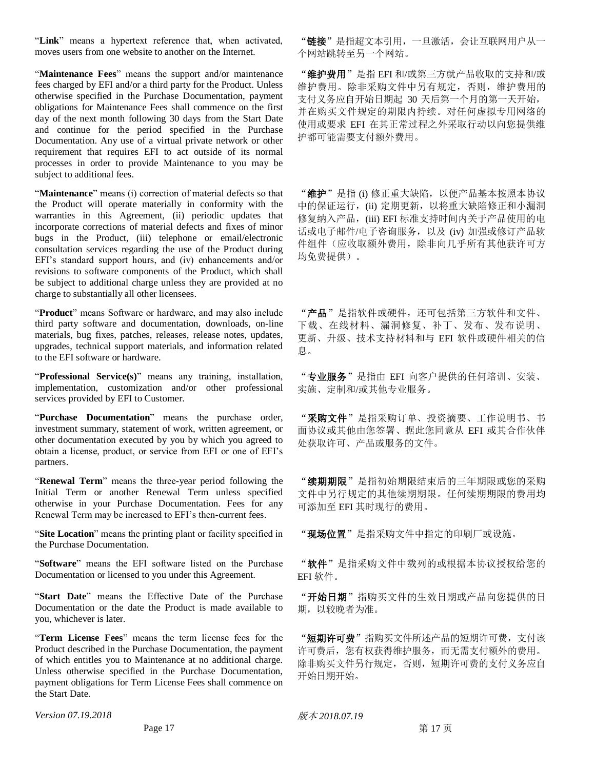"**Link**" means a hypertext reference that, when activated, moves users from one website to another on the Internet.

"**链接**"是指超文本引用，一旦激活，会让互联网用户从一个网站跳转至另一个网站。

"**Maintenance Fees**" means the support and/or maintenance fees charged by EFI and/or a third party for the Product. Unless otherwise specified in the Purchase Documentation, payment obligations for Maintenance Fees shall commence on the first day of the next month following 30 days from the Start Date and continue for the period specified in the Purchase Documentation. Any use of a virtual private network or other requirement that requires EFI to act outside of its normal processes in order to provide Maintenance to you may be subject to additional fees.

"**维护费用**"是指 EFI 和/或第三方就产品收取的支持和/或维护费用。除非采购文件中另有规定，否则，维护费用的支付义务应自开始日期起 30 天后第一个月的第一天开始，并在购买文件规定的期限内持续。对任何虚拟专用网络的使用或要求 EFI 在其正常过程之外采取行动以向您提供维护都可能需要支付额外费用。

"**Maintenance**" means (i) correction of material defects so that the Product will operate materially in conformity with the warranties in this Agreement, (ii) periodic updates that incorporate corrections of material defects and fixes of minor bugs in the Product, (iii) telephone or email/electronic consultation services regarding the use of the Product during EFI's standard support hours, and (iv) enhancements and/or revisions to software components of the Product, which shall be subject to additional charge unless they are provided at no charge to substantially all other licensees.

"**维护**"是指 (i) 修正重大缺陷，以便产品基本按照本协议中的保证运行，(ii) 定期更新，以将重大缺陷修正和小漏洞修复纳入产品，(iii) EFI 标准支持时间内关于产品使用的电话或电子邮件/电子咨询服务，以及 (iv) 加强或修订产品软件组件（应收取额外费用，除非向几乎所有其他获许可方均免费提供）。

"**Product**" means Software or hardware, and may also include third party software and documentation, downloads, on-line materials, bug fixes, patches, releases, release notes, updates, upgrades, technical support materials, and information related to the EFI software or hardware.

"**产品**"是指软件或硬件，还可包括第三方软件和文件、下载、在线材料、漏洞修复、补丁、发布、发布说明、更新、升级、技术支持材料和与 EFI 软件或硬件相关的信息。

"**Professional Service(s)**" means any training, installation, implementation, customization and/or other professional services provided by EFI to Customer.

"**专业服务**"是指由 EFI 向客户提供的任何培训、安装、实施、定制和/或其他专业服务。

"**Purchase Documentation**" means the purchase order, investment summary, statement of work, written agreement, or other documentation executed by you by which you agreed to obtain a license, product, or service from EFI or one of EFI's partners.

"**采购文件**"是指采购订单、投资摘要、工作说明书、书面协议或其他由您签署、据此您同意从 EFI 或其合作伙伴处获取许可、产品或服务的文件。

"**Renewal Term**" means the three-year period following the Initial Term or another Renewal Term unless specified otherwise in your Purchase Documentation. Fees for any Renewal Term may be increased to EFI's then-current fees.

"**续期期限**"是指初始期限结束后的三年期限或您的采购文件中另行规定的其他续期期限。任何续期期限的费用均可添加至 EFI 其时现行的费用。

"**Site Location**" means the printing plant or facility specified in the Purchase Documentation.

"**现场位置**"是指采购文件中指定的印刷厂或设施。

"**Software**" means the EFI software listed on the Purchase Documentation or licensed to you under this Agreement.

"**软件**"是指采购文件中载列的或根据本协议授权给您的 EFI 软件。

"**Start Date**" means the Effective Date of the Purchase Documentation or the date the Product is made available to you, whichever is later.

"**开始日期**"指购买文件的生效日期或产品向您提供的日期，以较晚者为准。

"**Term License Fees**" means the term license fees for the Product described in the Purchase Documentation, the payment of which entitles you to Maintenance at no additional charge. Unless otherwise specified in the Purchase Documentation, payment obligations for Term License Fees shall commence on the Start Date.

"**短期许可费**"指购买文件所述产品的短期许可费，支付该许可费后，您有权获得维护服务，而无需支付额外的费用。除非购买文件另行规定，否则，短期许可费的支付义务应自开始日期开始。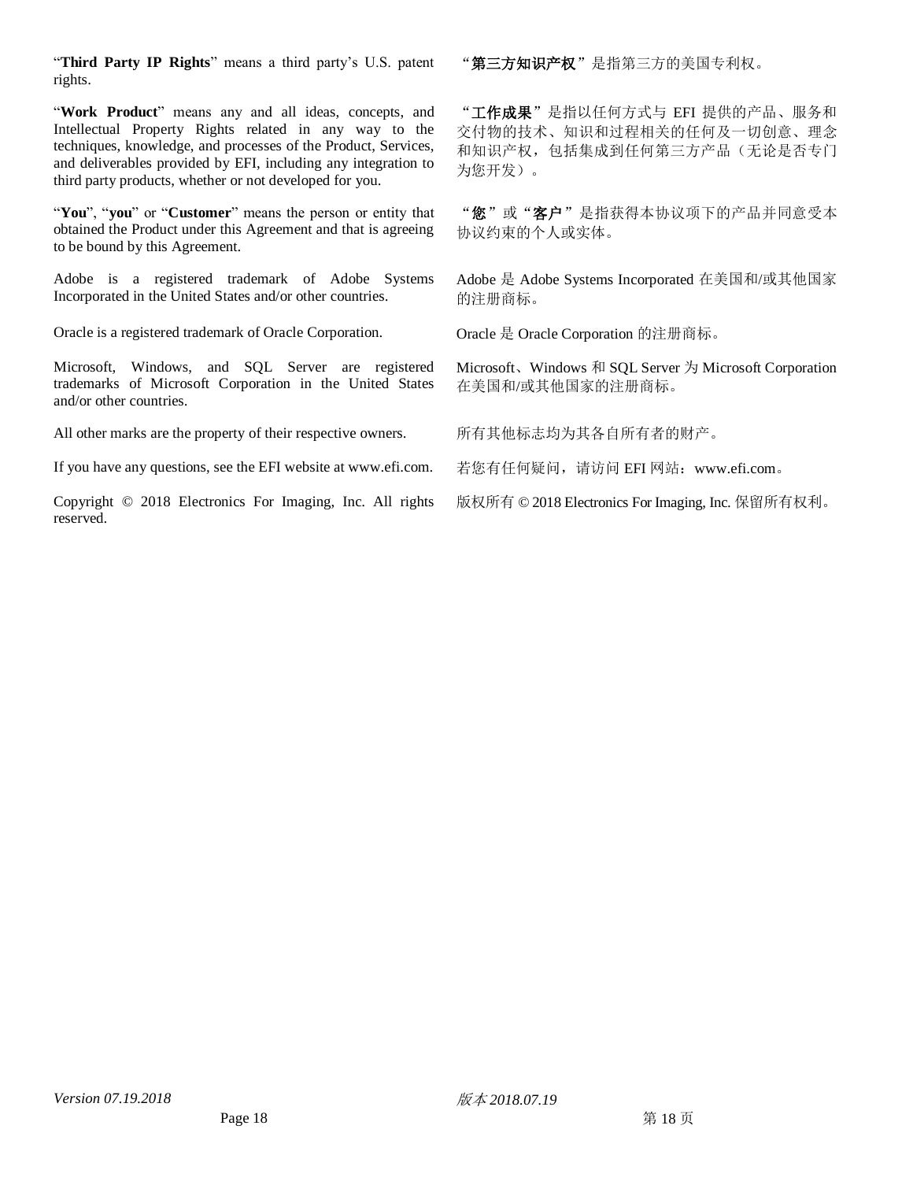"**Third Party IP Rights**" means a third party's U.S. patent rights.

"**第三方知识产权**"是指第三方的美国专利权。

"**Work Product**" means any and all ideas, concepts, and Intellectual Property Rights related in any way to the techniques, knowledge, and processes of the Product, Services, and deliverables provided by EFI, including any integration to third party products, whether or not developed for you.

"**工作成果**"是指以任何方式与 EFI 提供的产品、服务和交付物的技术、知识和过程相关的任何及一切创意、理念和知识产权，包括集成到任何第三方产品（无论是否专门为您开发）。

"**You**", "**you**" or "**Customer**" means the person or entity that obtained the Product under this Agreement and that is agreeing to be bound by this Agreement.

"**您**"或"**客户**"是指获得本协议项下的产品并同意受本协议约束的个人或实体。

Adobe is a registered trademark of Adobe Systems Incorporated in the United States and/or other countries.

Adobe 是 Adobe Systems Incorporated 在美国和/或其他国家的注册商标。

Oracle is a registered trademark of Oracle Corporation.

Oracle 是 Oracle Corporation 的注册商标。

Microsoft, Windows, and SQL Server are registered trademarks of Microsoft Corporation in the United States and/or other countries.

Microsoft、Windows 和 SQL Server 为 Microsoft Corporation 在美国和/或其他国家的注册商标。

All other marks are the property of their respective owners.

所有其他标志均为其各自所有者的财产。

If you have any questions, see the EFI website at www.efi.com.

若您有任何疑问，请访问 EFI 网站：www.efi.com。

Copyright © 2018 Electronics For Imaging, Inc. All rights reserved.

版权所有 © 2018 Electronics For Imaging, Inc. 保留所有权利。

*Version 07.19.2018*

*版本 2018.07.19*